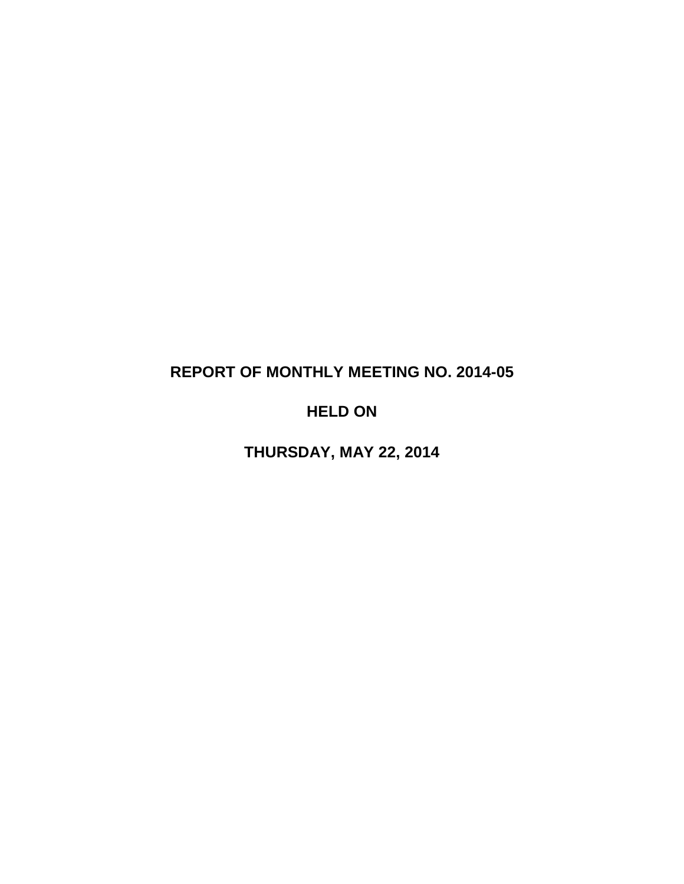# REPORT OF MONTHLY MEETING NO. 2014-05

## HELD ON

## THURSDAY, MAY 22, 2014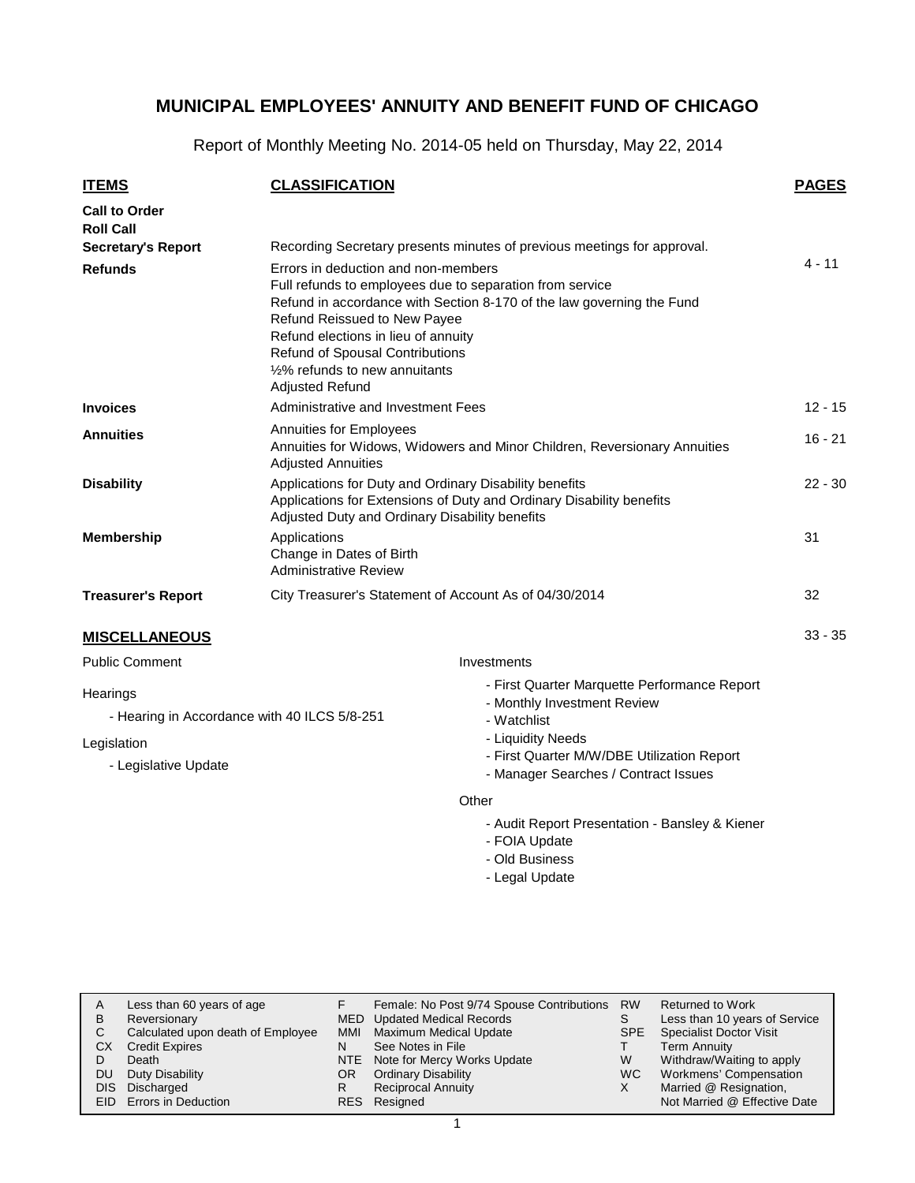# MUNICIPAL EMPLOYEES' ANNUITY AND BENEFIT FUND OF CHICAGO

Report of Monthly Meeting No. 2014-05 held on Thursday, May 22, 2014

| ITEMS | CLASSIFICATION | PAGES |
|---|---|---|
| **Call to Order** | | |
| **Roll Call** | | |
| **Secretary's Report** | Recording Secretary presents minutes of previous meetings for approval. | |
| **Refunds** | Errors in deduction and non-members<br>Full refunds to employees due to separation from service<br>Refund in accordance with Section 8-170 of the law governing the Fund<br>Refund Reissued to New Payee<br>Refund elections in lieu of annuity<br>Refund of Spousal Contributions<br>½% refunds to new annuitants<br>Adjusted Refund | 4 - 11 |
| **Invoices** | Administrative and Investment Fees | 12 - 15 |
| **Annuities** | Annuities for Employees<br>Annuities for Widows, Widowers and Minor Children, Reversionary Annuities<br>Adjusted Annuities | 16 - 21 |
| **Disability** | Applications for Duty and Ordinary Disability benefits<br>Applications for Extensions of Duty and Ordinary Disability benefits<br>Adjusted Duty and Ordinary Disability benefits | 22 - 30 |
| **Membership** | Applications<br>Change in Dates of Birth<br>Administrative Review | 31 |
| **Treasurer's Report** | City Treasurer's Statement of Account As of 04/30/2014 | 32 |

## MISCELLANEOUS (33 - 35)

Public Comment

Hearings

- Hearing in Accordance with 40 ILCS 5/8-251

Legislation

- Legislative Update

Investments

- First Quarter Marquette Performance Report
- Monthly Investment Review
- Watchlist
- Liquidity Needs
- First Quarter M/W/DBE Utilization Report
- Manager Searches / Contract Issues

Other

- Audit Report Presentation - Bansley & Kiener
- FOIA Update
- Old Business
- Legal Update

| | | | | | |
|---|---|---|---|---|---|
| A | Less than 60 years of age | F | Female: No Post 9/74 Spouse Contributions | RW | Returned to Work |
| B | Reversionary | MED | Updated Medical Records | S | Less than 10 years of Service |
| C | Calculated upon death of Employee | MMI | Maximum Medical Update | SPE | Specialist Doctor Visit |
| CX | Credit Expires | N | See Notes in File | T | Term Annuity |
| D | Death | NTE | Note for Mercy Works Update | W | Withdraw/Waiting to apply |
| DU | Duty Disability | OR | Ordinary Disability | WC | Workmens' Compensation |
| DIS | Discharged | R | Reciprocal Annuity | X | Married @ Resignation, Not Married @ Effective Date |
| EID | Errors in Deduction | RES | Resigned | | |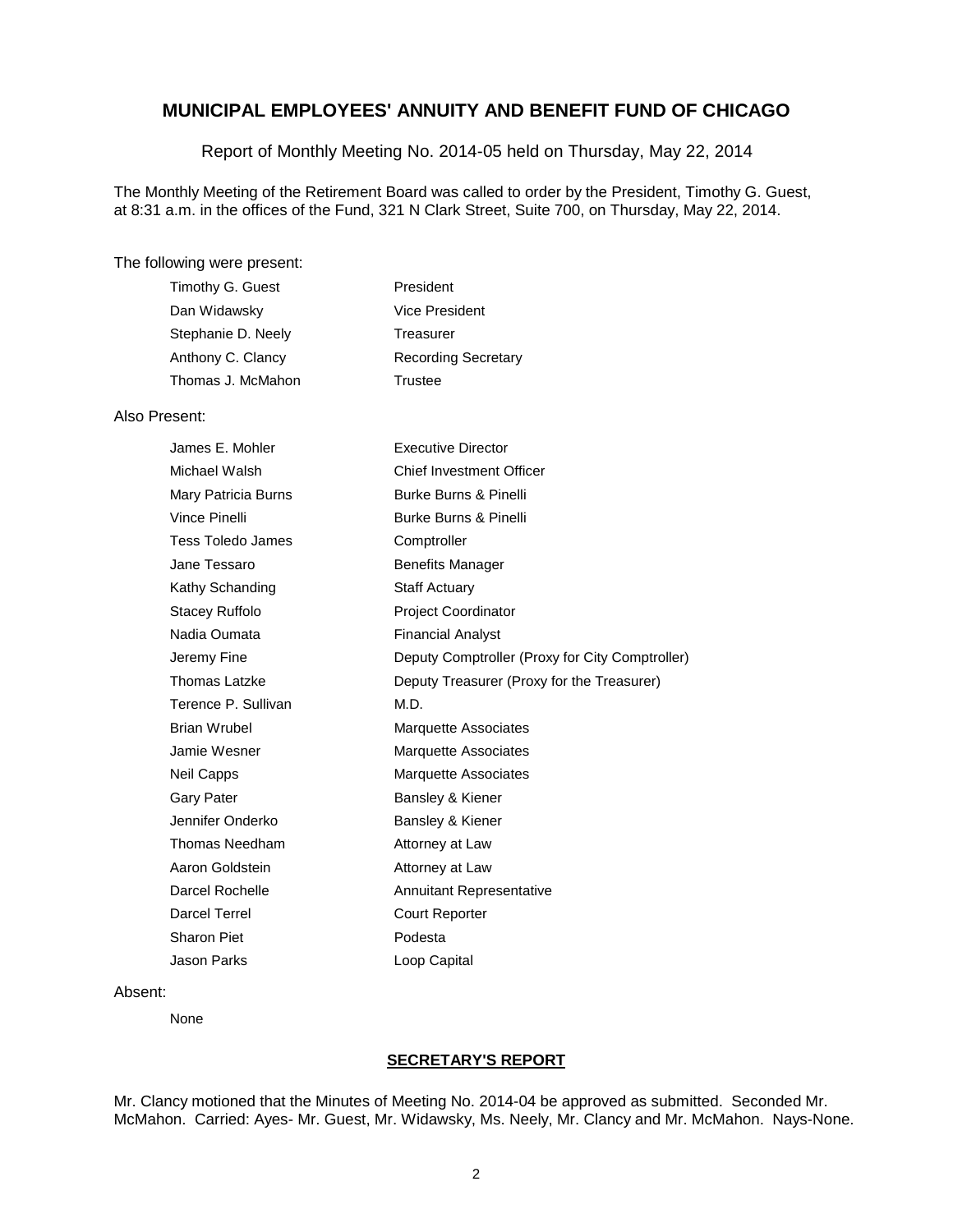## MUNICIPAL EMPLOYEES' ANNUITY AND BENEFIT FUND OF CHICAGO

Report of Monthly Meeting No. 2014-05 held on Thursday, May 22, 2014

The Monthly Meeting of the Retirement Board was called to order by the President, Timothy G. Guest, at 8:31 a.m. in the offices of the Fund, 321 N Clark Street, Suite 700, on Thursday, May 22, 2014.

The following were present:

| | |
|---|---|
| Timothy G. Guest | President |
| Dan Widawsky | Vice President |
| Stephanie D. Neely | Treasurer |
| Anthony C. Clancy | Recording Secretary |
| Thomas J. McMahon | Trustee |

Also Present:

| | |
|---|---|
| James E. Mohler | Executive Director |
| Michael Walsh | Chief Investment Officer |
| Mary Patricia Burns | Burke Burns & Pinelli |
| Vince Pinelli | Burke Burns & Pinelli |
| Tess Toledo James | Comptroller |
| Jane Tessaro | Benefits Manager |
| Kathy Schanding | Staff Actuary |
| Stacey Ruffolo | Project Coordinator |
| Nadia Oumata | Financial Analyst |
| Jeremy Fine | Deputy Comptroller (Proxy for City Comptroller) |
| Thomas Latzke | Deputy Treasurer (Proxy for the Treasurer) |
| Terence P. Sullivan | M.D. |
| Brian Wrubel | Marquette Associates |
| Jamie Wesner | Marquette Associates |
| Neil Capps | Marquette Associates |
| Gary Pater | Bansley & Kiener |
| Jennifer Onderko | Bansley & Kiener |
| Thomas Needham | Attorney at Law |
| Aaron Goldstein | Attorney at Law |
| Darcel Rochelle | Annuitant Representative |
| Darcel Terrel | Court Reporter |
| Sharon Piet | Podesta |
| Jason Parks | Loop Capital |

Absent:

None

### SECRETARY'S REPORT

Mr. Clancy motioned that the Minutes of Meeting No. 2014-04 be approved as submitted. Seconded Mr. McMahon. Carried: Ayes- Mr. Guest, Mr. Widawsky, Ms. Neely, Mr. Clancy and Mr. McMahon. Nays-None.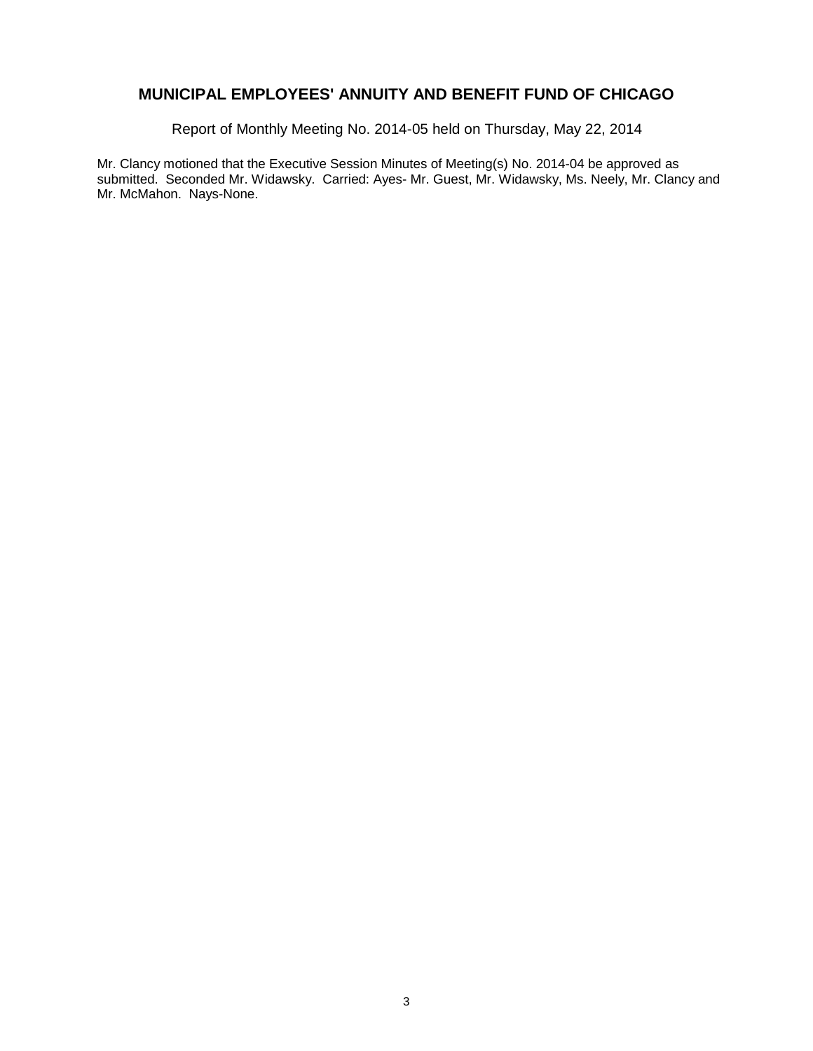# MUNICIPAL EMPLOYEES' ANNUITY AND BENEFIT FUND OF CHICAGO

Report of Monthly Meeting No. 2014-05 held on Thursday, May 22, 2014

Mr. Clancy motioned that the Executive Session Minutes of Meeting(s) No. 2014-04 be approved as submitted. Seconded Mr. Widawsky. Carried: Ayes- Mr. Guest, Mr. Widawsky, Ms. Neely, Mr. Clancy and Mr. McMahon. Nays-None.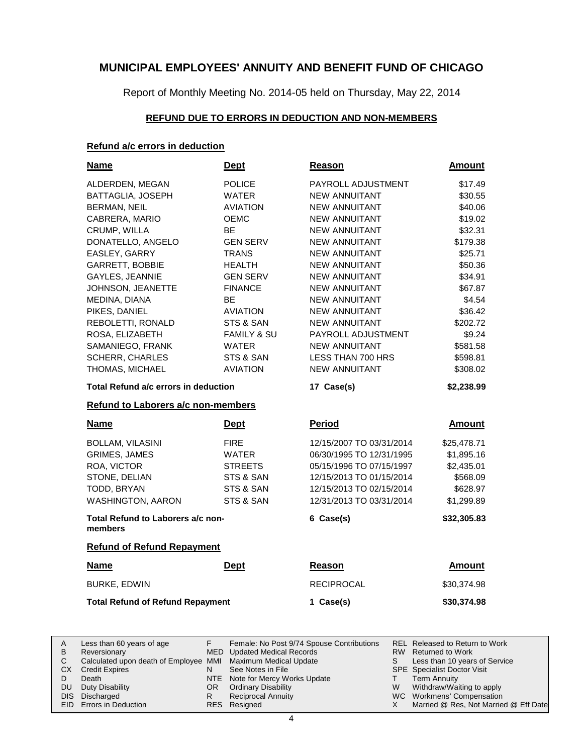# MUNICIPAL EMPLOYEES' ANNUITY AND BENEFIT FUND OF CHICAGO

Report of Monthly Meeting No. 2014-05 held on Thursday, May 22, 2014

## REFUND DUE TO ERRORS IN DEDUCTION AND NON-MEMBERS

### Refund a/c errors in deduction

| Name | Dept | Reason | Amount |
|---|---|---|---|
| ALDERDEN, MEGAN | POLICE | PAYROLL ADJUSTMENT | $17.49 |
| BATTAGLIA, JOSEPH | WATER | NEW ANNUITANT | $30.55 |
| BERMAN, NEIL | AVIATION | NEW ANNUITANT | $40.06 |
| CABRERA, MARIO | OEMC | NEW ANNUITANT | $19.02 |
| CRUMP, WILLA | BE | NEW ANNUITANT | $32.31 |
| DONATELLO, ANGELO | GEN SERV | NEW ANNUITANT | $179.38 |
| EASLEY, GARRY | TRANS | NEW ANNUITANT | $25.71 |
| GARRETT, BOBBIE | HEALTH | NEW ANNUITANT | $50.36 |
| GAYLES, JEANNIE | GEN SERV | NEW ANNUITANT | $34.91 |
| JOHNSON, JEANETTE | FINANCE | NEW ANNUITANT | $67.87 |
| MEDINA, DIANA | BE | NEW ANNUITANT | $4.54 |
| PIKES, DANIEL | AVIATION | NEW ANNUITANT | $36.42 |
| REBOLETTI, RONALD | STS & SAN | NEW ANNUITANT | $202.72 |
| ROSA, ELIZABETH | FAMILY & SU | PAYROLL ADJUSTMENT | $9.24 |
| SAMANIEGO, FRANK | WATER | NEW ANNUITANT | $581.58 |
| SCHERR, CHARLES | STS & SAN | LESS THAN 700 HRS | $598.81 |
| THOMAS, MICHAEL | AVIATION | NEW ANNUITANT | $308.02 |
| **Total Refund a/c errors in deduction** | | **17 Case(s)** | **$2,238.99** |

### Refund to Laborers a/c non-members

| Name | Dept | Period | Amount |
|---|---|---|---|
| BOLLAM, VILASINI | FIRE | 12/15/2007 TO 03/31/2014 | $25,478.71 |
| GRIMES, JAMES | WATER | 06/30/1995 TO 12/31/1995 | $1,895.16 |
| ROA, VICTOR | STREETS | 05/15/1996 TO 07/15/1997 | $2,435.01 |
| STONE, DELIAN | STS & SAN | 12/15/2013 TO 01/15/2014 | $568.09 |
| TODD, BRYAN | STS & SAN | 12/15/2013 TO 02/15/2014 | $628.97 |
| WASHINGTON, AARON | STS & SAN | 12/31/2013 TO 03/31/2014 | $1,299.89 |
| **Total Refund to Laborers a/c non-members** | | **6 Case(s)** | **$32,305.83** |

### Refund of Refund Repayment

| Name | Dept | Reason | Amount |
|---|---|---|---|
| BURKE, EDWIN | | RECIPROCAL | $30,374.98 |
| **Total Refund of Refund Repayment** | | **1 Case(s)** | **$30,374.98** |

| | | | | | |
|---|---|---|---|---|---|
| A | Less than 60 years of age | F | Female: No Post 9/74 Spouse Contributions | REL | Released to Return to Work |
| B | Reversionary | MED | Updated Medical Records | RW | Returned to Work |
| C | Calculated upon death of Employee | MMI | Maximum Medical Update | S | Less than 10 years of Service |
| CX | Credit Expires | N | See Notes in File | SPE | Specialist Doctor Visit |
| D | Death | NTE | Note for Mercy Works Update | T | Term Annuity |
| DU | Duty Disability | OR | Ordinary Disability | W | Withdraw/Waiting to apply |
| DIS | Discharged | R | Reciprocal Annuity | WC | Workmens' Compensation |
| EID | Errors in Deduction | RES | Resigned | X | Married @ Res, Not Married @ Eff Date |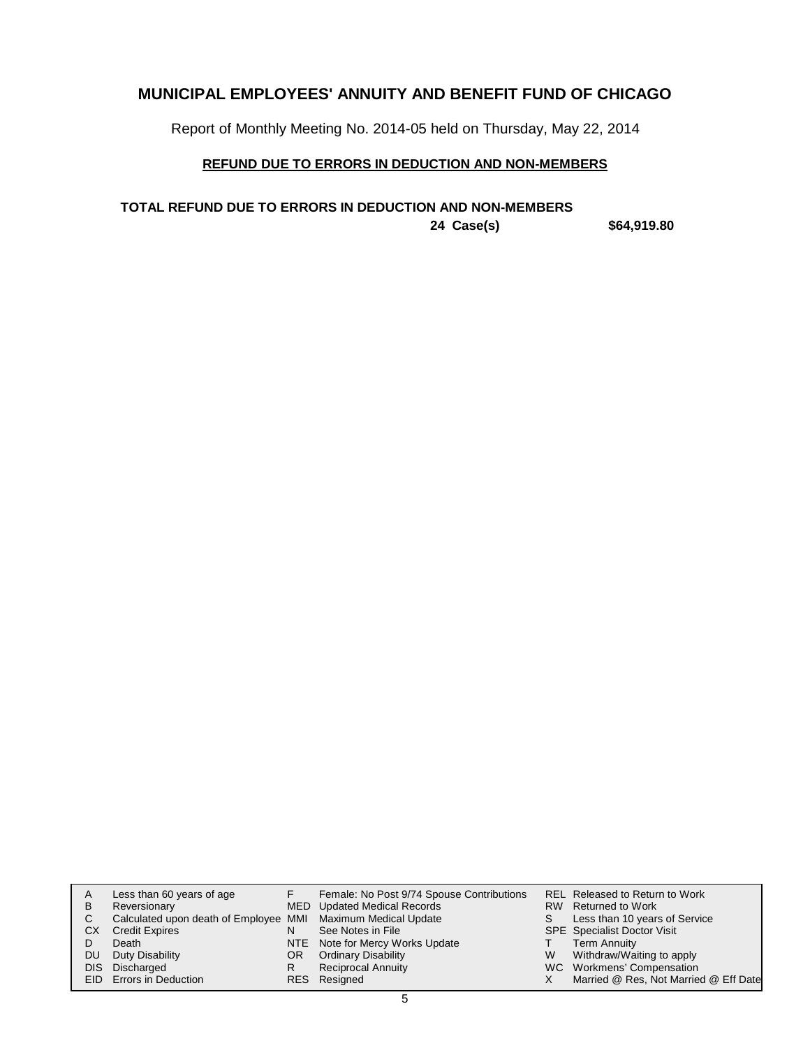# MUNICIPAL EMPLOYEES' ANNUITY AND BENEFIT FUND OF CHICAGO

Report of Monthly Meeting No. 2014-05 held on Thursday, May 22, 2014

## REFUND DUE TO ERRORS IN DEDUCTION AND NON-MEMBERS

**TOTAL REFUND DUE TO ERRORS IN DEDUCTION AND NON-MEMBERS**

**24 Case(s) $64,919.80**

| | | | | | |
|---|---|---|---|---|---|
| A | Less than 60 years of age | F | Female: No Post 9/74 Spouse Contributions | REL | Released to Return to Work |
| B | Reversionary | MED | Updated Medical Records | RW | Returned to Work |
| C | Calculated upon death of Employee | MMI | Maximum Medical Update | S | Less than 10 years of Service |
| CX | Credit Expires | N | See Notes in File | SPE | Specialist Doctor Visit |
| D | Death | NTE | Note for Mercy Works Update | T | Term Annuity |
| DU | Duty Disability | OR | Ordinary Disability | W | Withdraw/Waiting to apply |
| DIS | Discharged | R | Reciprocal Annuity | WC | Workmens' Compensation |
| EID | Errors in Deduction | RES | Resigned | X | Married @ Res, Not Married @ Eff Date |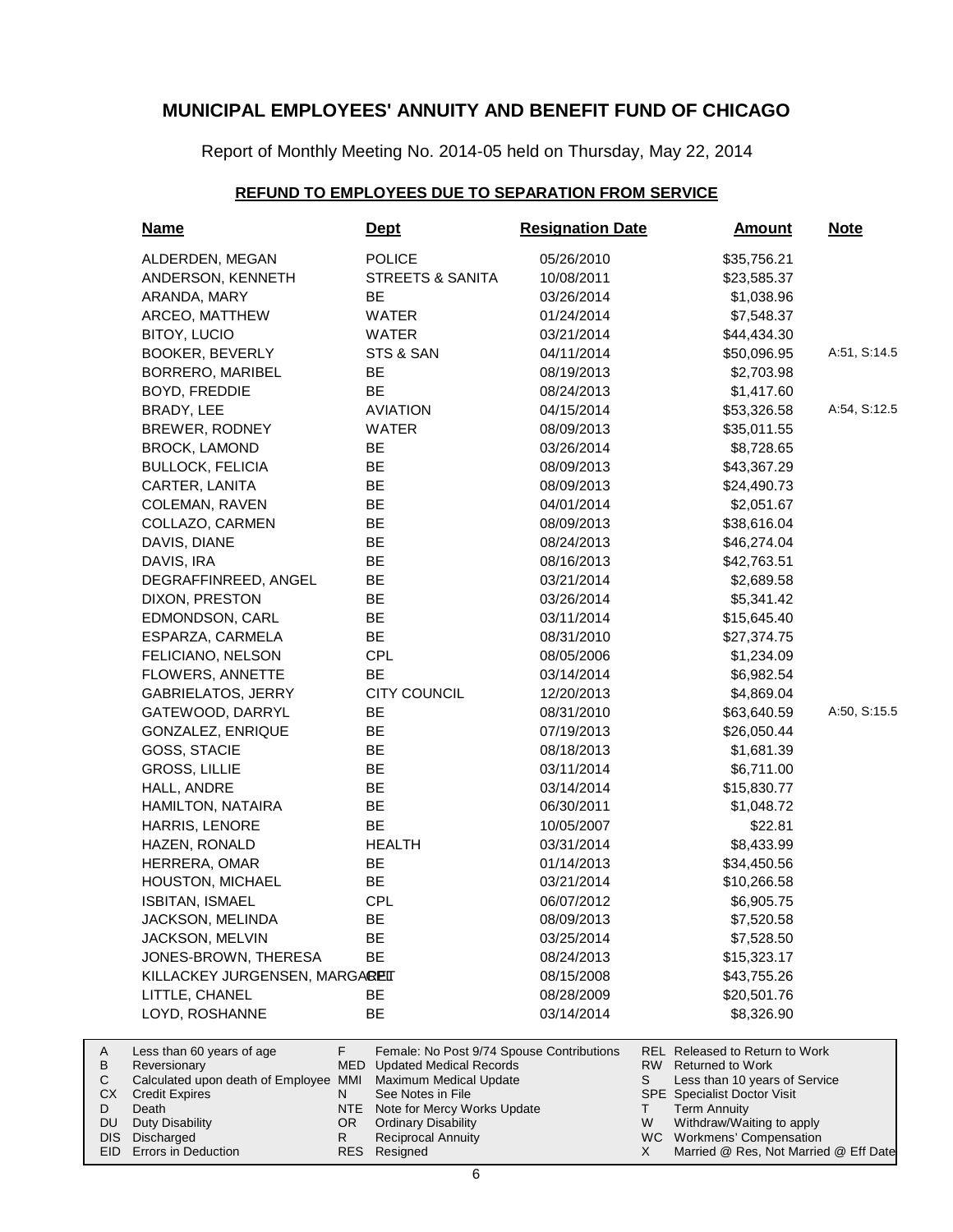# MUNICIPAL EMPLOYEES' ANNUITY AND BENEFIT FUND OF CHICAGO

Report of Monthly Meeting No. 2014-05 held on Thursday, May 22, 2014

## REFUND TO EMPLOYEES DUE TO SEPARATION FROM SERVICE

| Name | Dept | Resignation Date | Amount | Note |
|---|---|---|---|---|
| ALDERDEN, MEGAN | POLICE | 05/26/2010 | $35,756.21 | |
| ANDERSON, KENNETH | STREETS & SANITA | 10/08/2011 | $23,585.37 | |
| ARANDA, MARY | BE | 03/26/2014 | $1,038.96 | |
| ARCEO, MATTHEW | WATER | 01/24/2014 | $7,548.37 | |
| BITOY, LUCIO | WATER | 03/21/2014 | $44,434.30 | |
| BOOKER, BEVERLY | STS & SAN | 04/11/2014 | $50,096.95 | A:51, S:14.5 |
| BORRERO, MARIBEL | BE | 08/19/2013 | $2,703.98 | |
| BOYD, FREDDIE | BE | 08/24/2013 | $1,417.60 | |
| BRADY, LEE | AVIATION | 04/15/2014 | $53,326.58 | A:54, S:12.5 |
| BREWER, RODNEY | WATER | 08/09/2013 | $35,011.55 | |
| BROCK, LAMOND | BE | 03/26/2014 | $8,728.65 | |
| BULLOCK, FELICIA | BE | 08/09/2013 | $43,367.29 | |
| CARTER, LANITA | BE | 08/09/2013 | $24,490.73 | |
| COLEMAN, RAVEN | BE | 04/01/2014 | $2,051.67 | |
| COLLAZO, CARMEN | BE | 08/09/2013 | $38,616.04 | |
| DAVIS, DIANE | BE | 08/24/2013 | $46,274.04 | |
| DAVIS, IRA | BE | 08/16/2013 | $42,763.51 | |
| DEGRAFFINREED, ANGEL | BE | 03/21/2014 | $2,689.58 | |
| DIXON, PRESTON | BE | 03/26/2014 | $5,341.42 | |
| EDMONDSON, CARL | BE | 03/11/2014 | $15,645.40 | |
| ESPARZA, CARMELA | BE | 08/31/2010 | $27,374.75 | |
| FELICIANO, NELSON | CPL | 08/05/2006 | $1,234.09 | |
| FLOWERS, ANNETTE | BE | 03/14/2014 | $6,982.54 | |
| GABRIELATOS, JERRY | CITY COUNCIL | 12/20/2013 | $4,869.04 | |
| GATEWOOD, DARRYL | BE | 08/31/2010 | $63,640.59 | A:50, S:15.5 |
| GONZALEZ, ENRIQUE | BE | 07/19/2013 | $26,050.44 | |
| GOSS, STACIE | BE | 08/18/2013 | $1,681.39 | |
| GROSS, LILLIE | BE | 03/11/2014 | $6,711.00 | |
| HALL, ANDRE | BE | 03/14/2014 | $15,830.77 | |
| HAMILTON, NATAIRA | BE | 06/30/2011 | $1,048.72 | |
| HARRIS, LENORE | BE | 10/05/2007 | $22.81 | |
| HAZEN, RONALD | HEALTH | 03/31/2014 | $8,433.99 | |
| HERRERA, OMAR | BE | 01/14/2013 | $34,450.56 | |
| HOUSTON, MICHAEL | BE | 03/21/2014 | $10,266.58 | |
| ISBITAN, ISMAEL | CPL | 06/07/2012 | $6,905.75 | |
| JACKSON, MELINDA | BE | 08/09/2013 | $7,520.58 | |
| JACKSON, MELVIN | BE | 03/25/2014 | $7,528.50 | |
| JONES-BROWN, THERESA | BE | 08/24/2013 | $15,323.17 | |
| KILLACKEY JURGENSEN, MARGARET | CPL | 08/15/2008 | $43,755.26 | |
| LITTLE, CHANEL | BE | 08/28/2009 | $20,501.76 | |
| LOYD, ROSHANNE | BE | 03/14/2014 | $8,326.90 | |

| | | | | | |
|---|---|---|---|---|---|
| A | Less than 60 years of age | F | Female: No Post 9/74 Spouse Contributions | REL | Released to Return to Work |
| B | Reversionary | MED | Updated Medical Records | RW | Returned to Work |
| C | Calculated upon death of Employee | MMI | Maximum Medical Update | S | Less than 10 years of Service |
| CX | Credit Expires | N | See Notes in File | SPE | Specialist Doctor Visit |
| D | Death | NTE | Note for Mercy Works Update | T | Term Annuity |
| DU | Duty Disability | OR | Ordinary Disability | W | Withdraw/Waiting to apply |
| DIS | Discharged | R | Reciprocal Annuity | WC | Workmens' Compensation |
| EID | Errors in Deduction | RES | Resigned | X | Married @ Res, Not Married @ Eff Date |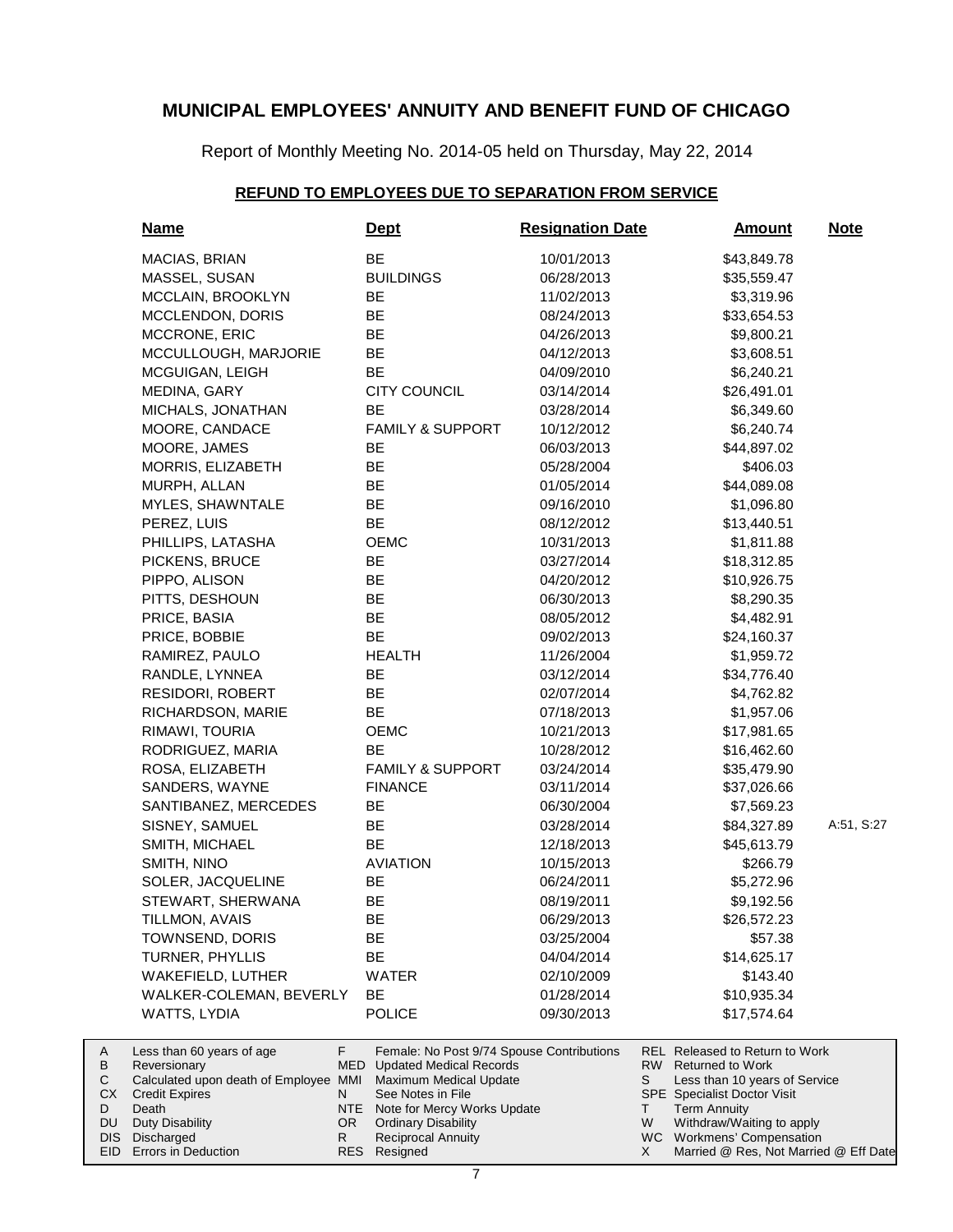# MUNICIPAL EMPLOYEES' ANNUITY AND BENEFIT FUND OF CHICAGO

Report of Monthly Meeting No. 2014-05 held on Thursday, May 22, 2014

## REFUND TO EMPLOYEES DUE TO SEPARATION FROM SERVICE

| Name | Dept | Resignation Date | Amount | Note |
|---|---|---|---|---|
| MACIAS, BRIAN | BE | 10/01/2013 | $43,849.78 | |
| MASSEL, SUSAN | BUILDINGS | 06/28/2013 | $35,559.47 | |
| MCCLAIN, BROOKLYN | BE | 11/02/2013 | $3,319.96 | |
| MCCLENDON, DORIS | BE | 08/24/2013 | $33,654.53 | |
| MCCRONE, ERIC | BE | 04/26/2013 | $9,800.21 | |
| MCCULLOUGH, MARJORIE | BE | 04/12/2013 | $3,608.51 | |
| MCGUIGAN, LEIGH | BE | 04/09/2010 | $6,240.21 | |
| MEDINA, GARY | CITY COUNCIL | 03/14/2014 | $26,491.01 | |
| MICHALS, JONATHAN | BE | 03/28/2014 | $6,349.60 | |
| MOORE, CANDACE | FAMILY & SUPPORT | 10/12/2012 | $6,240.74 | |
| MOORE, JAMES | BE | 06/03/2013 | $44,897.02 | |
| MORRIS, ELIZABETH | BE | 05/28/2004 | $406.03 | |
| MURPH, ALLAN | BE | 01/05/2014 | $44,089.08 | |
| MYLES, SHAWNTALE | BE | 09/16/2010 | $1,096.80 | |
| PEREZ, LUIS | BE | 08/12/2012 | $13,440.51 | |
| PHILLIPS, LATASHA | OEMC | 10/31/2013 | $1,811.88 | |
| PICKENS, BRUCE | BE | 03/27/2014 | $18,312.85 | |
| PIPPO, ALISON | BE | 04/20/2012 | $10,926.75 | |
| PITTS, DESHOUN | BE | 06/30/2013 | $8,290.35 | |
| PRICE, BASIA | BE | 08/05/2012 | $4,482.91 | |
| PRICE, BOBBIE | BE | 09/02/2013 | $24,160.37 | |
| RAMIREZ, PAULO | HEALTH | 11/26/2004 | $1,959.72 | |
| RANDLE, LYNNEA | BE | 03/12/2014 | $34,776.40 | |
| RESIDORI, ROBERT | BE | 02/07/2014 | $4,762.82 | |
| RICHARDSON, MARIE | BE | 07/18/2013 | $1,957.06 | |
| RIMAWI, TOURIA | OEMC | 10/21/2013 | $17,981.65 | |
| RODRIGUEZ, MARIA | BE | 10/28/2012 | $16,462.60 | |
| ROSA, ELIZABETH | FAMILY & SUPPORT | 03/24/2014 | $35,479.90 | |
| SANDERS, WAYNE | FINANCE | 03/11/2014 | $37,026.66 | |
| SANTIBANEZ, MERCEDES | BE | 06/30/2004 | $7,569.23 | |
| SISNEY, SAMUEL | BE | 03/28/2014 | $84,327.89 | A:51, S:27 |
| SMITH, MICHAEL | BE | 12/18/2013 | $45,613.79 | |
| SMITH, NINO | AVIATION | 10/15/2013 | $266.79 | |
| SOLER, JACQUELINE | BE | 06/24/2011 | $5,272.96 | |
| STEWART, SHERWANA | BE | 08/19/2011 | $9,192.56 | |
| TILLMON, AVAIS | BE | 06/29/2013 | $26,572.23 | |
| TOWNSEND, DORIS | BE | 03/25/2004 | $57.38 | |
| TURNER, PHYLLIS | BE | 04/04/2014 | $14,625.17 | |
| WAKEFIELD, LUTHER | WATER | 02/10/2009 | $143.40 | |
| WALKER-COLEMAN, BEVERLY | BE | 01/28/2014 | $10,935.34 | |
| WATTS, LYDIA | POLICE | 09/30/2013 | $17,574.64 | |

| | | | | | |
|---|---|---|---|---|---|
| A | Less than 60 years of age | F | Female: No Post 9/74 Spouse Contributions | REL | Released to Return to Work |
| B | Reversionary | MED | Updated Medical Records | RW | Returned to Work |
| C | Calculated upon death of Employee | MMI | Maximum Medical Update | S | Less than 10 years of Service |
| CX | Credit Expires | N | See Notes in File | SPE | Specialist Doctor Visit |
| D | Death | NTE | Note for Mercy Works Update | T | Term Annuity |
| DU | Duty Disability | OR | Ordinary Disability | W | Withdraw/Waiting to apply |
| DIS | Discharged | R | Reciprocal Annuity | WC | Workmens' Compensation |
| EID | Errors in Deduction | RES | Resigned | X | Married @ Res, Not Married @ Eff Date |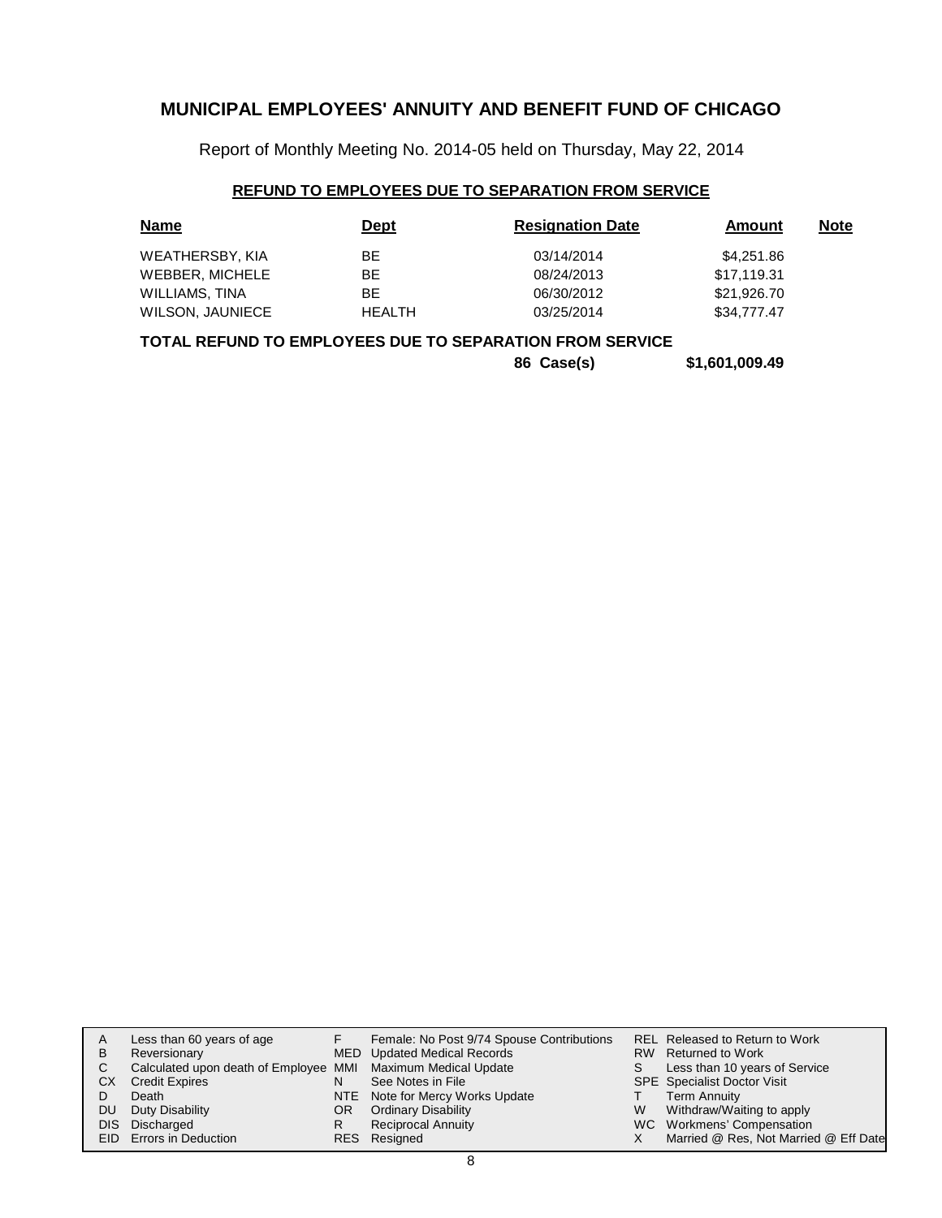# MUNICIPAL EMPLOYEES' ANNUITY AND BENEFIT FUND OF CHICAGO

Report of Monthly Meeting No. 2014-05 held on Thursday, May 22, 2014

## REFUND TO EMPLOYEES DUE TO SEPARATION FROM SERVICE

| Name | Dept | Resignation Date | Amount | Note |
|---|---|---|---|---|
| WEATHERSBY, KIA | BE | 03/14/2014 | $4,251.86 | |
| WEBBER, MICHELE | BE | 08/24/2013 | $17,119.31 | |
| WILLIAMS, TINA | BE | 06/30/2012 | $21,926.70 | |
| WILSON, JAUNIECE | HEALTH | 03/25/2014 | $34,777.47 | |

**TOTAL REFUND TO EMPLOYEES DUE TO SEPARATION FROM SERVICE**

**86 Case(s) $1,601,009.49**

| | | | | | |
|---|---|---|---|---|---|
| A | Less than 60 years of age | F | Female: No Post 9/74 Spouse Contributions | REL | Released to Return to Work |
| B | Reversionary | MED | Updated Medical Records | RW | Returned to Work |
| C | Calculated upon death of Employee | MMI | Maximum Medical Update | S | Less than 10 years of Service |
| CX | Credit Expires | N | See Notes in File | SPE | Specialist Doctor Visit |
| D | Death | NTE | Note for Mercy Works Update | T | Term Annuity |
| DU | Duty Disability | OR | Ordinary Disability | W | Withdraw/Waiting to apply |
| DIS | Discharged | R | Reciprocal Annuity | WC | Workmens' Compensation |
| EID | Errors in Deduction | RES | Resigned | X | Married @ Res, Not Married @ Eff Date |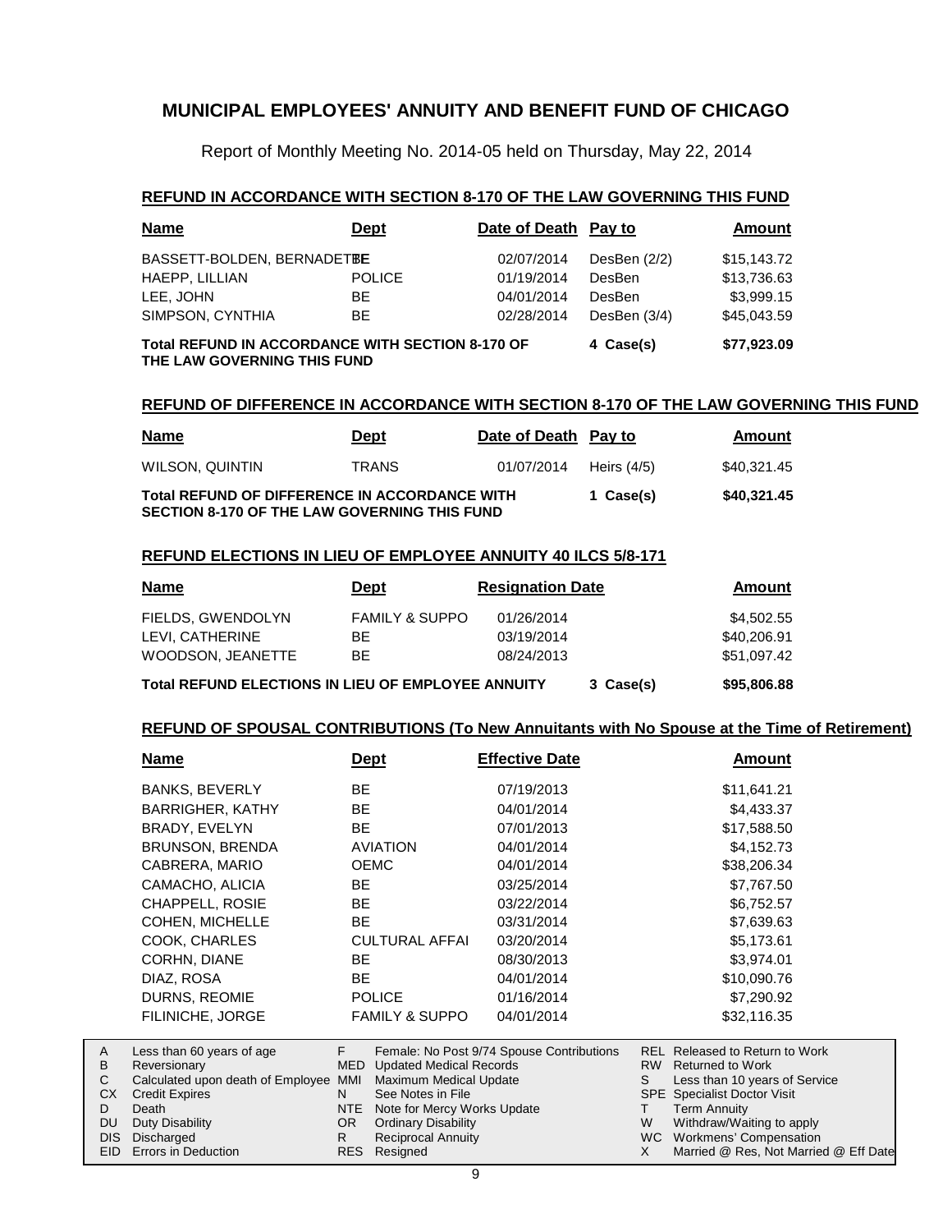# MUNICIPAL EMPLOYEES' ANNUITY AND BENEFIT FUND OF CHICAGO

Report of Monthly Meeting No. 2014-05 held on Thursday, May 22, 2014

## REFUND IN ACCORDANCE WITH SECTION 8-170 OF THE LAW GOVERNING THIS FUND

| Name | Dept | Date of Death | Pay to | Amount |
|---|---|---|---|---|
| BASSETT-BOLDEN, BERNADETTE | BE | 02/07/2014 | DesBen (2/2) | $15,143.72 |
| HAEPP, LILLIAN | POLICE | 01/19/2014 | DesBen | $13,736.63 |
| LEE, JOHN | BE | 04/01/2014 | DesBen | $3,999.15 |
| SIMPSON, CYNTHIA | BE | 02/28/2014 | DesBen (3/4) | $45,043.59 |
| **Total REFUND IN ACCORDANCE WITH SECTION 8-170 OF THE LAW GOVERNING THIS FUND** | | | **4 Case(s)** | **$77,923.09** |

## REFUND OF DIFFERENCE IN ACCORDANCE WITH SECTION 8-170 OF THE LAW GOVERNING THIS FUND

| Name | Dept | Date of Death | Pay to | Amount |
|---|---|---|---|---|
| WILSON, QUINTIN | TRANS | 01/07/2014 | Heirs (4/5) | $40,321.45 |
| **Total REFUND OF DIFFERENCE IN ACCORDANCE WITH SECTION 8-170 OF THE LAW GOVERNING THIS FUND** | | | **1 Case(s)** | **$40,321.45** |

## REFUND ELECTIONS IN LIEU OF EMPLOYEE ANNUITY 40 ILCS 5/8-171

| Name | Dept | Resignation Date | | Amount |
|---|---|---|---|---|
| FIELDS, GWENDOLYN | FAMILY & SUPPO | 01/26/2014 | | $4,502.55 |
| LEVI, CATHERINE | BE | 03/19/2014 | | $40,206.91 |
| WOODSON, JEANETTE | BE | 08/24/2013 | | $51,097.42 |
| **Total REFUND ELECTIONS IN LIEU OF EMPLOYEE ANNUITY** | | | **3 Case(s)** | **$95,806.88** |

## REFUND OF SPOUSAL CONTRIBUTIONS (To New Annuitants with No Spouse at the Time of Retirement)

| Name | Dept | Effective Date | Amount |
|---|---|---|---|
| BANKS, BEVERLY | BE | 07/19/2013 | $11,641.21 |
| BARRIGHER, KATHY | BE | 04/01/2014 | $4,433.37 |
| BRADY, EVELYN | BE | 07/01/2013 | $17,588.50 |
| BRUNSON, BRENDA | AVIATION | 04/01/2014 | $4,152.73 |
| CABRERA, MARIO | OEMC | 04/01/2014 | $38,206.34 |
| CAMACHO, ALICIA | BE | 03/25/2014 | $7,767.50 |
| CHAPPELL, ROSIE | BE | 03/22/2014 | $6,752.57 |
| COHEN, MICHELLE | BE | 03/31/2014 | $7,639.63 |
| COOK, CHARLES | CULTURAL AFFAI | 03/20/2014 | $5,173.61 |
| CORHN, DIANE | BE | 08/30/2013 | $3,974.01 |
| DIAZ, ROSA | BE | 04/01/2014 | $10,090.76 |
| DURNS, REOMIE | POLICE | 01/16/2014 | $7,290.92 |
| FILINICHE, JORGE | FAMILY & SUPPO | 04/01/2014 | $32,116.35 |

| | | | | | |
|---|---|---|---|---|---|
| A | Less than 60 years of age | F | Female: No Post 9/74 Spouse Contributions | REL | Released to Return to Work |
| B | Reversionary | MED | Updated Medical Records | RW | Returned to Work |
| C | Calculated upon death of Employee | MMI | Maximum Medical Update | S | Less than 10 years of Service |
| CX | Credit Expires | N | See Notes in File | SPE | Specialist Doctor Visit |
| D | Death | NTE | Note for Mercy Works Update | T | Term Annuity |
| DU | Duty Disability | OR | Ordinary Disability | W | Withdraw/Waiting to apply |
| DIS | Discharged | R | Reciprocal Annuity | WC | Workmens' Compensation |
| EID | Errors in Deduction | RES | Resigned | X | Married @ Res, Not Married @ Eff Date |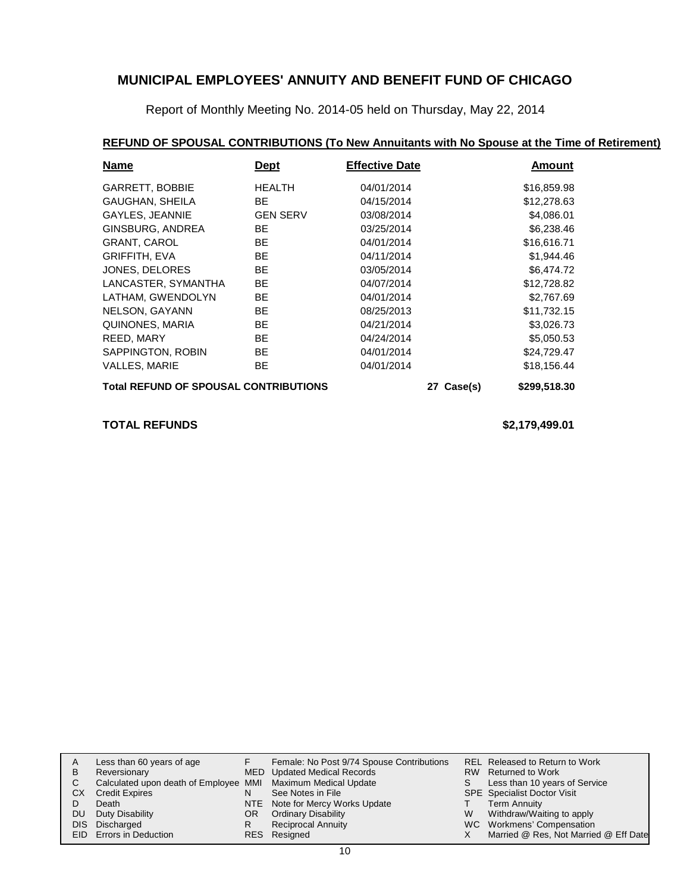# MUNICIPAL EMPLOYEES' ANNUITY AND BENEFIT FUND OF CHICAGO

Report of Monthly Meeting No. 2014-05 held on Thursday, May 22, 2014

## REFUND OF SPOUSAL CONTRIBUTIONS (To New Annuitants with No Spouse at the Time of Retirement)

| Name | Dept | Effective Date | | Amount |
|---|---|---|---|---|
| GARRETT, BOBBIE | HEALTH | 04/01/2014 | | $16,859.98 |
| GAUGHAN, SHEILA | BE | 04/15/2014 | | $12,278.63 |
| GAYLES, JEANNIE | GEN SERV | 03/08/2014 | | $4,086.01 |
| GINSBURG, ANDREA | BE | 03/25/2014 | | $6,238.46 |
| GRANT, CAROL | BE | 04/01/2014 | | $16,616.71 |
| GRIFFITH, EVA | BE | 04/11/2014 | | $1,944.46 |
| JONES, DELORES | BE | 03/05/2014 | | $6,474.72 |
| LANCASTER, SYMANTHA | BE | 04/07/2014 | | $12,728.82 |
| LATHAM, GWENDOLYN | BE | 04/01/2014 | | $2,767.69 |
| NELSON, GAYANN | BE | 08/25/2013 | | $11,732.15 |
| QUINONES, MARIA | BE | 04/21/2014 | | $3,026.73 |
| REED, MARY | BE | 04/24/2014 | | $5,050.53 |
| SAPPINGTON, ROBIN | BE | 04/01/2014 | | $24,729.47 |
| VALLES, MARIE | BE | 04/01/2014 | | $18,156.44 |
| **Total REFUND OF SPOUSAL CONTRIBUTIONS** | | | **27 Case(s)** | **$299,518.30** |

**TOTAL REFUNDS** **$2,179,499.01**

| | | | | | |
|---|---|---|---|---|---|
| A | Less than 60 years of age | F | Female: No Post 9/74 Spouse Contributions | REL | Released to Return to Work |
| B | Reversionary | MED | Updated Medical Records | RW | Returned to Work |
| C | Calculated upon death of Employee | MMI | Maximum Medical Update | S | Less than 10 years of Service |
| CX | Credit Expires | N | See Notes in File | SPE | Specialist Doctor Visit |
| D | Death | NTE | Note for Mercy Works Update | T | Term Annuity |
| DU | Duty Disability | OR | Ordinary Disability | W | Withdraw/Waiting to apply |
| DIS | Discharged | R | Reciprocal Annuity | WC | Workmens' Compensation |
| EID | Errors in Deduction | RES | Resigned | X | Married @ Res, Not Married @ Eff Date |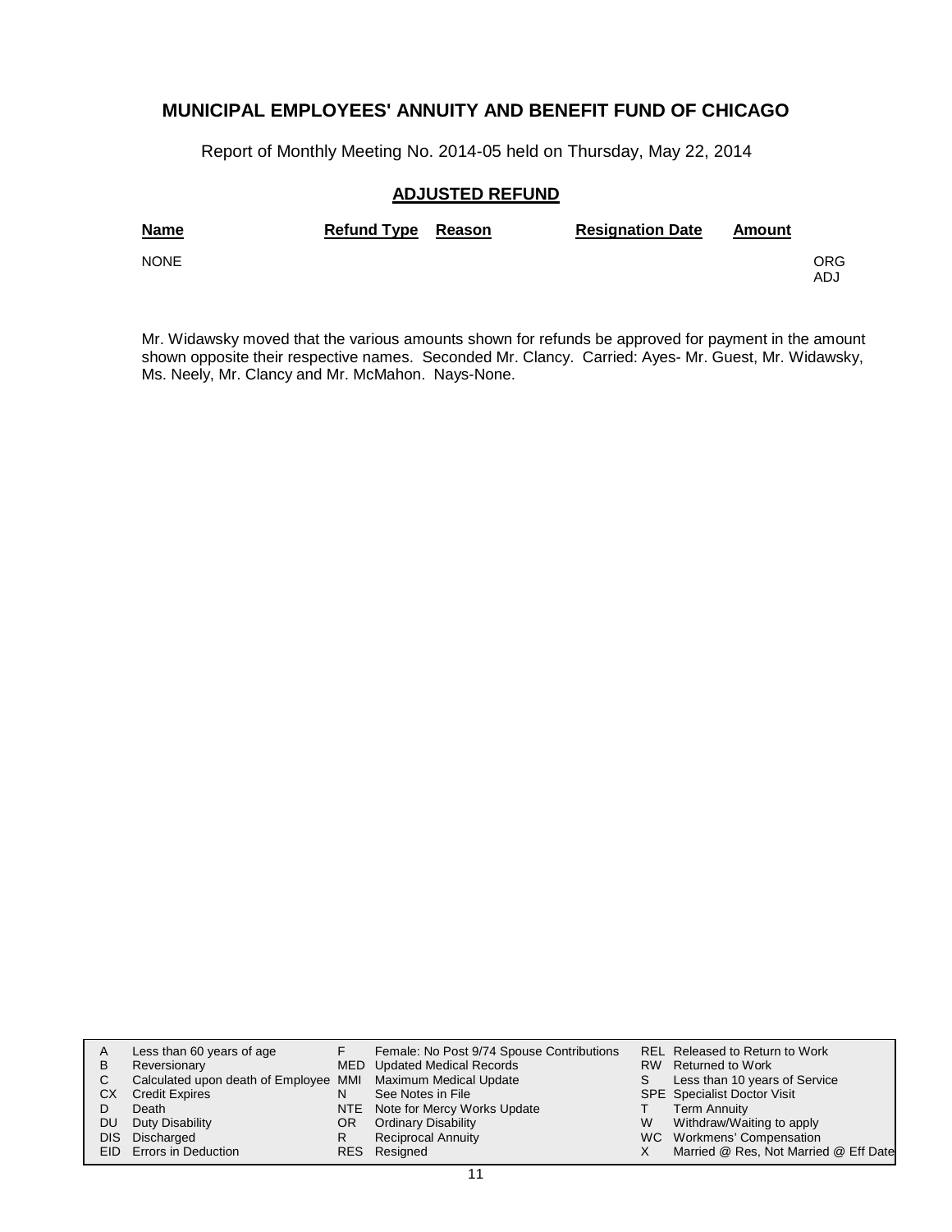# MUNICIPAL EMPLOYEES' ANNUITY AND BENEFIT FUND OF CHICAGO

Report of Monthly Meeting No. 2014-05 held on Thursday, May 22, 2014

## ADJUSTED REFUND

| Name | Refund Type | Reason | Resignation Date | Amount | |
|---|---|---|---|---|---|
| NONE | | | | | ORG ADJ |

Mr. Widawsky moved that the various amounts shown for refunds be approved for payment in the amount shown opposite their respective names. Seconded Mr. Clancy. Carried: Ayes- Mr. Guest, Mr. Widawsky, Ms. Neely, Mr. Clancy and Mr. McMahon. Nays-None.

| | | | | | |
|---|---|---|---|---|---|
| A | Less than 60 years of age | F | Female: No Post 9/74 Spouse Contributions | REL | Released to Return to Work |
| B | Reversionary | MED | Updated Medical Records | RW | Returned to Work |
| C | Calculated upon death of Employee | MMI | Maximum Medical Update | S | Less than 10 years of Service |
| CX | Credit Expires | N | See Notes in File | SPE | Specialist Doctor Visit |
| D | Death | NTE | Note for Mercy Works Update | T | Term Annuity |
| DU | Duty Disability | OR | Ordinary Disability | W | Withdraw/Waiting to apply |
| DIS | Discharged | R | Reciprocal Annuity | WC | Workmens' Compensation |
| EID | Errors in Deduction | RES | Resigned | X | Married @ Res, Not Married @ Eff Date |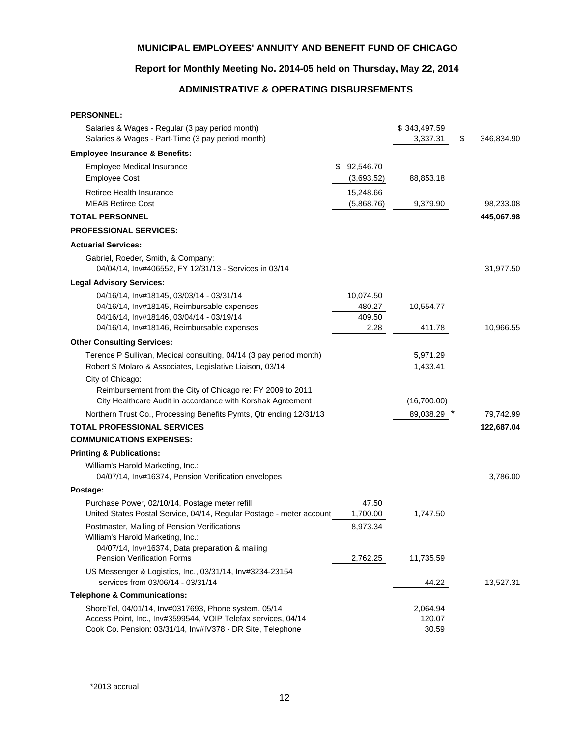**MUNICIPAL EMPLOYEES' ANNUITY AND BENEFIT FUND OF CHICAGO**

**Report for Monthly Meeting No. 2014-05 held on Thursday, May 22, 2014**

**ADMINISTRATIVE & OPERATING DISBURSEMENTS**

| | | | |
|---|---|---|---|
| **PERSONNEL:** | | | |
| Salaries & Wages - Regular (3 pay period month) | | $ 343,497.59 | |
| Salaries & Wages - Part-Time (3 pay period month) | | 3,337.31 | $ 346,834.90 |
| **Employee Insurance & Benefits:** | | | |
| Employee Medical Insurance | $ 92,546.70 | | |
| Employee Cost | (3,693.52) | 88,853.18 | |
| Retiree Health Insurance | 15,248.66 | | |
| MEAB Retiree Cost | (5,868.76) | 9,379.90 | 98,233.08 |
| **TOTAL PERSONNEL** | | | **445,067.98** |
| **PROFESSIONAL SERVICES:** | | | |
| **Actuarial Services:** | | | |
| Gabriel, Roeder, Smith, & Company: | | | |
| 04/04/14, Inv#406552, FY 12/31/13 - Services in 03/14 | | | 31,977.50 |
| **Legal Advisory Services:** | | | |
| 04/16/14, Inv#18145, 03/03/14 - 03/31/14 | 10,074.50 | | |
| 04/16/14, Inv#18145, Reimbursable expenses | 480.27 | 10,554.77 | |
| 04/16/14, Inv#18146, 03/04/14 - 03/19/14 | 409.50 | | |
| 04/16/14, Inv#18146, Reimbursable expenses | 2.28 | 411.78 | 10,966.55 |
| **Other Consulting Services:** | | | |
| Terence P Sullivan, Medical consulting, 04/14 (3 pay period month) | | 5,971.29 | |
| Robert S Molaro & Associates, Legislative Liaison, 03/14 | | 1,433.41 | |
| City of Chicago: | | | |
| Reimbursement from the City of Chicago re: FY 2009 to 2011 | | | |
| City Healthcare Audit in accordance with Korshak Agreement | | (16,700.00) | |
| Northern Trust Co., Processing Benefits Pymts, Qtr ending 12/31/13 | | 89,038.29 * | 79,742.99 |
| **TOTAL PROFESSIONAL SERVICES** | | | **122,687.04** |
| **COMMUNICATIONS EXPENSES:** | | | |
| **Printing & Publications:** | | | |
| William's Harold Marketing, Inc.: | | | |
| 04/07/14, Inv#16374, Pension Verification envelopes | | | 3,786.00 |
| **Postage:** | | | |
| Purchase Power, 02/10/14, Postage meter refill | 47.50 | | |
| United States Postal Service, 04/14, Regular Postage - meter account | 1,700.00 | 1,747.50 | |
| Postmaster, Mailing of Pension Verifications | 8,973.34 | | |
| William's Harold Marketing, Inc.: | | | |
| 04/07/14, Inv#16374, Data preparation & mailing Pension Verification Forms | 2,762.25 | 11,735.59 | |
| US Messenger & Logistics, Inc., 03/31/14, Inv#3234-23154 services from 03/06/14 - 03/31/14 | | 44.22 | 13,527.31 |
| **Telephone & Communications:** | | | |
| ShoreTel, 04/01/14, Inv#0317693, Phone system, 05/14 | | 2,064.94 | |
| Access Point, Inc., Inv#3599544, VOIP Telefax services, 04/14 | | 120.07 | |
| Cook Co. Pension: 03/31/14, Inv#IV378 - DR Site, Telephone | | 30.59 | |

*2013 accrual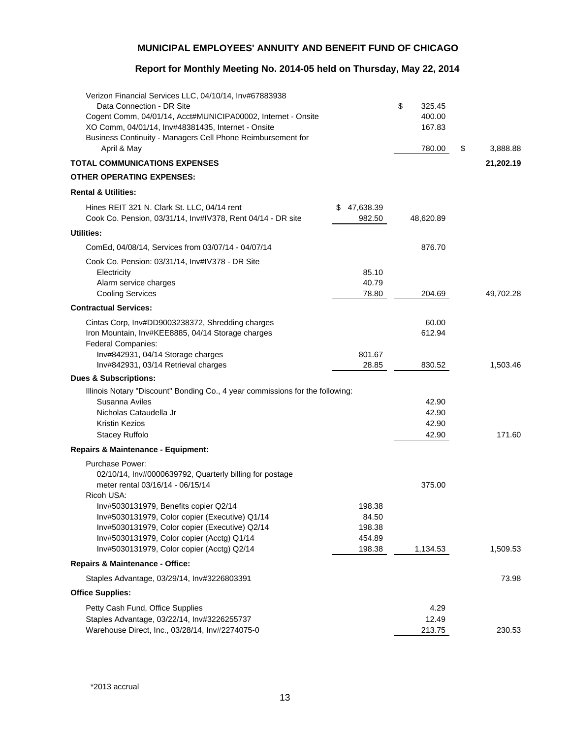## MUNICIPAL EMPLOYEES' ANNUITY AND BENEFIT FUND OF CHICAGO

### Report for Monthly Meeting No. 2014-05 held on Thursday, May 22, 2014

| Description | | | |
|---|---|---|---|
| Verizon Financial Services LLC, 04/10/14, Inv#67883938 | | | |
| Data Connection - DR Site | | $ 325.45 | |
| Cogent Comm, 04/01/14, Acct#MUNICIPA00002, Internet - Onsite | | 400.00 | |
| XO Comm, 04/01/14, Inv#48381435, Internet - Onsite | | 167.83 | |
| Business Continuity - Managers Cell Phone Reimbursement for April & May | | 780.00 | $ 3,888.88 |
| **TOTAL COMMUNICATIONS EXPENSES** | | | **21,202.19** |
| **OTHER OPERATING EXPENSES:** | | | |
| **Rental & Utilities:** | | | |
| Hines REIT 321 N. Clark St. LLC, 04/14 rent | $ 47,638.39 | | |
| Cook Co. Pension, 03/31/14, Inv#IV378, Rent 04/14 - DR site | 982.50 | 48,620.89 | |
| **Utilities:** | | | |
| ComEd, 04/08/14, Services from 03/07/14 - 04/07/14 | | 876.70 | |
| Cook Co. Pension: 03/31/14, Inv#IV378 - DR Site | | | |
| Electricity | 85.10 | | |
| Alarm service charges | 40.79 | | |
| Cooling Services | 78.80 | 204.69 | 49,702.28 |
| **Contractual Services:** | | | |
| Cintas Corp, Inv#DD9003238372, Shredding charges | | 60.00 | |
| Iron Mountain, Inv#KEE8885, 04/14 Storage charges | | 612.94 | |
| Federal Companies: | | | |
| Inv#842931, 04/14 Storage charges | 801.67 | | |
| Inv#842931, 03/14 Retrieval charges | 28.85 | 830.52 | 1,503.46 |
| **Dues & Subscriptions:** | | | |
| Illinois Notary "Discount" Bonding Co., 4 year commissions for the following: | | | |
| Susanna Aviles | | 42.90 | |
| Nicholas Cataudella Jr | | 42.90 | |
| Kristin Kezios | | 42.90 | |
| Stacey Ruffolo | | 42.90 | 171.60 |
| **Repairs & Maintenance - Equipment:** | | | |
| Purchase Power: | | | |
| 02/10/14, Inv#0000639792, Quarterly billing for postage meter rental 03/16/14 - 06/15/14 | | 375.00 | |
| Ricoh USA: | | | |
| Inv#5030131979, Benefits copier Q2/14 | 198.38 | | |
| Inv#5030131979, Color copier (Executive) Q1/14 | 84.50 | | |
| Inv#5030131979, Color copier (Executive) Q2/14 | 198.38 | | |
| Inv#5030131979, Color copier (Acctg) Q1/14 | 454.89 | | |
| Inv#5030131979, Color copier (Acctg) Q2/14 | 198.38 | 1,134.53 | 1,509.53 |
| **Repairs & Maintenance - Office:** | | | |
| Staples Advantage, 03/29/14, Inv#3226803391 | | | 73.98 |
| **Office Supplies:** | | | |
| Petty Cash Fund, Office Supplies | | 4.29 | |
| Staples Advantage, 03/22/14, Inv#3226255737 | | 12.49 | |
| Warehouse Direct, Inc., 03/28/14, Inv#2274075-0 | | 213.75 | 230.53 |

*2013 accrual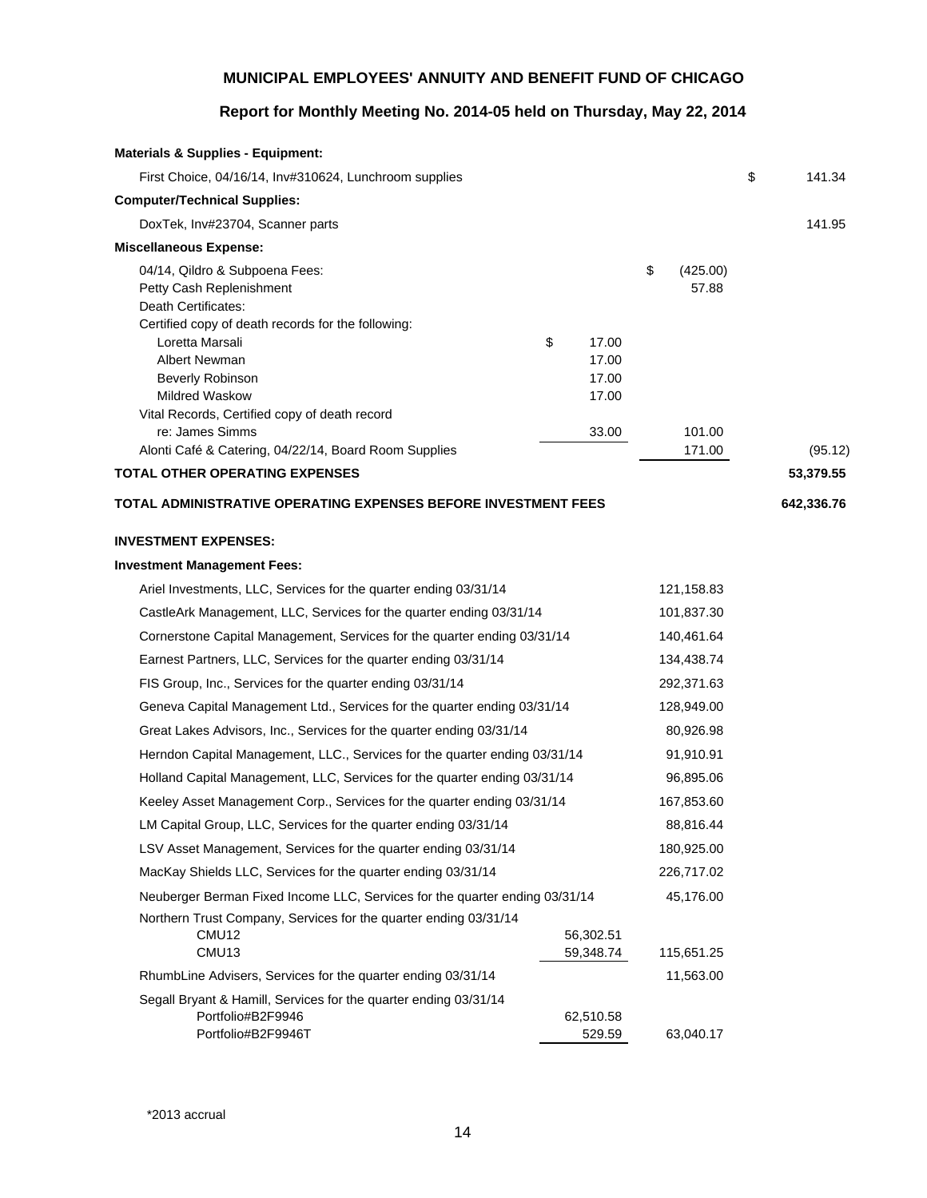**MUNICIPAL EMPLOYEES' ANNUITY AND BENEFIT FUND OF CHICAGO**

**Report for Monthly Meeting No. 2014-05 held on Thursday, May 22, 2014**

| Description | | | |
|---|---|---|---|
| **Materials & Supplies - Equipment:** | | | |
| First Choice, 04/16/14, Inv#310624, Lunchroom supplies | | | $ 141.34 |
| **Computer/Technical Supplies:** | | | |
| DoxTek, Inv#23704, Scanner parts | | | 141.95 |
| **Miscellaneous Expense:** | | | |
| 04/14, Qildro & Subpoena Fees: | | $ (425.00) | |
| Petty Cash Replenishment | | 57.88 | |
| Death Certificates: | | | |
| Certified copy of death records for the following: | | | |
| Loretta Marsali | $ 17.00 | | |
| Albert Newman | 17.00 | | |
| Beverly Robinson | 17.00 | | |
| Mildred Waskow | 17.00 | | |
| Vital Records, Certified copy of death record re: James Simms | 33.00 | 101.00 | |
| Alonti Café & Catering, 04/22/14, Board Room Supplies | | 171.00 | (95.12) |
| **TOTAL OTHER OPERATING EXPENSES** | | | **53,379.55** |
| **TOTAL ADMINISTRATIVE OPERATING EXPENSES BEFORE INVESTMENT FEES** | | | **642,336.76** |
| **INVESTMENT EXPENSES:** | | | |
| **Investment Management Fees:** | | | |
| Ariel Investments, LLC, Services for the quarter ending 03/31/14 | | 121,158.83 | |
| CastleArk Management, LLC, Services for the quarter ending 03/31/14 | | 101,837.30 | |
| Cornerstone Capital Management, Services for the quarter ending 03/31/14 | | 140,461.64 | |
| Earnest Partners, LLC, Services for the quarter ending 03/31/14 | | 134,438.74 | |
| FIS Group, Inc., Services for the quarter ending 03/31/14 | | 292,371.63 | |
| Geneva Capital Management Ltd., Services for the quarter ending 03/31/14 | | 128,949.00 | |
| Great Lakes Advisors, Inc., Services for the quarter ending 03/31/14 | | 80,926.98 | |
| Herndon Capital Management, LLC., Services for the quarter ending 03/31/14 | | 91,910.91 | |
| Holland Capital Management, LLC, Services for the quarter ending 03/31/14 | | 96,895.06 | |
| Keeley Asset Management Corp., Services for the quarter ending 03/31/14 | | 167,853.60 | |
| LM Capital Group, LLC, Services for the quarter ending 03/31/14 | | 88,816.44 | |
| LSV Asset Management, Services for the quarter ending 03/31/14 | | 180,925.00 | |
| MacKay Shields LLC, Services for the quarter ending 03/31/14 | | 226,717.02 | |
| Neuberger Berman Fixed Income LLC, Services for the quarter ending 03/31/14 | | 45,176.00 | |
| Northern Trust Company, Services for the quarter ending 03/31/14 | | | |
| CMU12 | 56,302.51 | | |
| CMU13 | 59,348.74 | 115,651.25 | |
| RhumbLine Advisers, Services for the quarter ending 03/31/14 | | 11,563.00 | |
| Segall Bryant & Hamill, Services for the quarter ending 03/31/14 | | | |
| Portfolio#B2F9946 | 62,510.58 | | |
| Portfolio#B2F9946T | 529.59 | 63,040.17 | |

*2013 accrual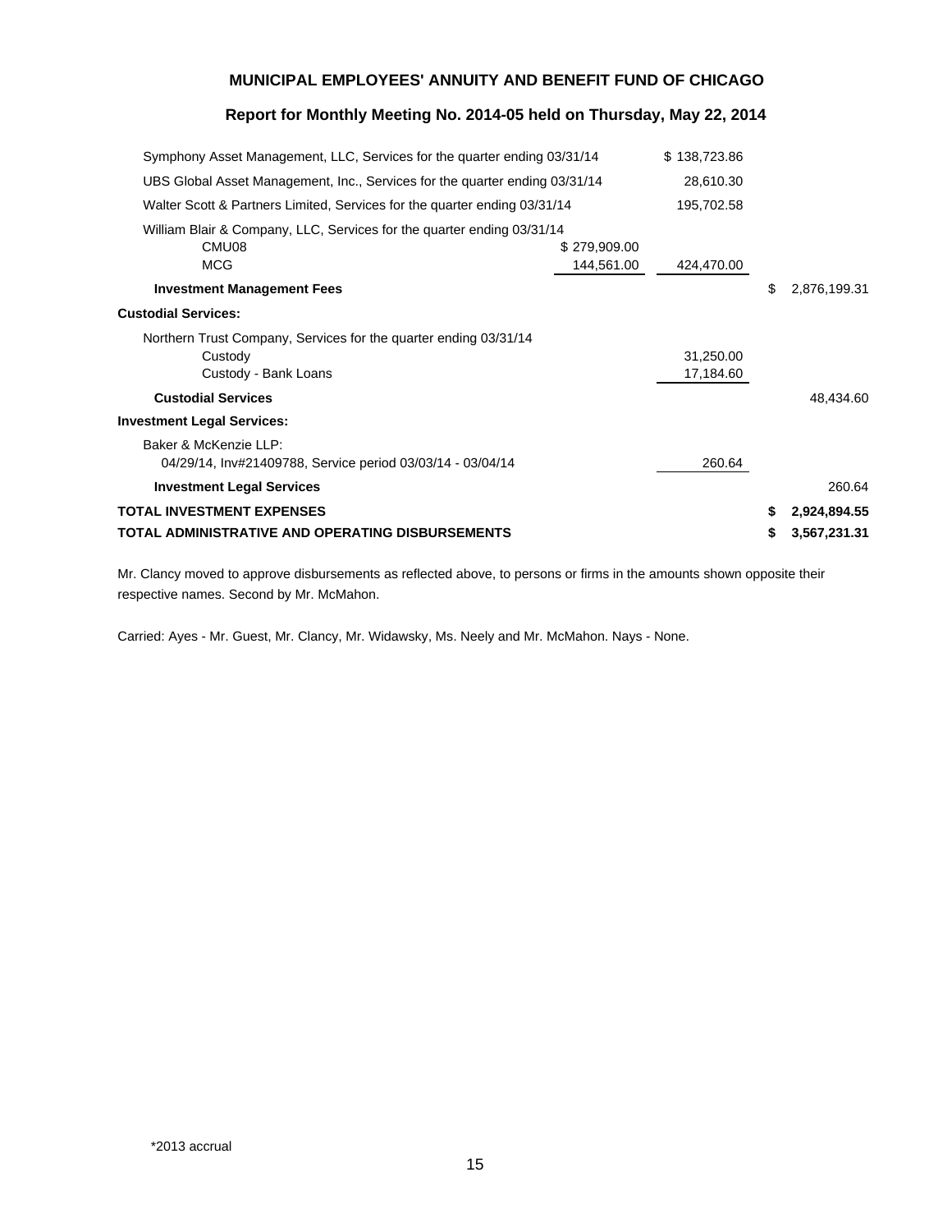## MUNICIPAL EMPLOYEES' ANNUITY AND BENEFIT FUND OF CHICAGO

### Report for Monthly Meeting No. 2014-05 held on Thursday, May 22, 2014

| | | | |
|---|---|---|---|
| Symphony Asset Management, LLC, Services for the quarter ending 03/31/14 | | $ 138,723.86 | |
| UBS Global Asset Management, Inc., Services for the quarter ending 03/31/14 | | 28,610.30 | |
| Walter Scott & Partners Limited, Services for the quarter ending 03/31/14 | | 195,702.58 | |
| William Blair & Company, LLC, Services for the quarter ending 03/31/14 | | | |
| CMU08 | $ 279,909.00 | | |
| MCG | 144,561.00 | 424,470.00 | |
| **Investment Management Fees** | | | $ 2,876,199.31 |
| **Custodial Services:** | | | |
| Northern Trust Company, Services for the quarter ending 03/31/14 | | | |
| Custody | | 31,250.00 | |
| Custody - Bank Loans | | 17,184.60 | |
| **Custodial Services** | | | 48,434.60 |
| **Investment Legal Services:** | | | |
| Baker & McKenzie LLP: | | | |
| 04/29/14, Inv#21409788, Service period 03/03/14 - 03/04/14 | | 260.64 | |
| **Investment Legal Services** | | | 260.64 |
| **TOTAL INVESTMENT EXPENSES** | | | **$ 2,924,894.55** |
| **TOTAL ADMINISTRATIVE AND OPERATING DISBURSEMENTS** | | | **$ 3,567,231.31** |

Mr. Clancy moved to approve disbursements as reflected above, to persons or firms in the amounts shown opposite their respective names. Second by Mr. McMahon.

Carried: Ayes - Mr. Guest, Mr. Clancy, Mr. Widawsky, Ms. Neely and Mr. McMahon. Nays - None.

*2013 accrual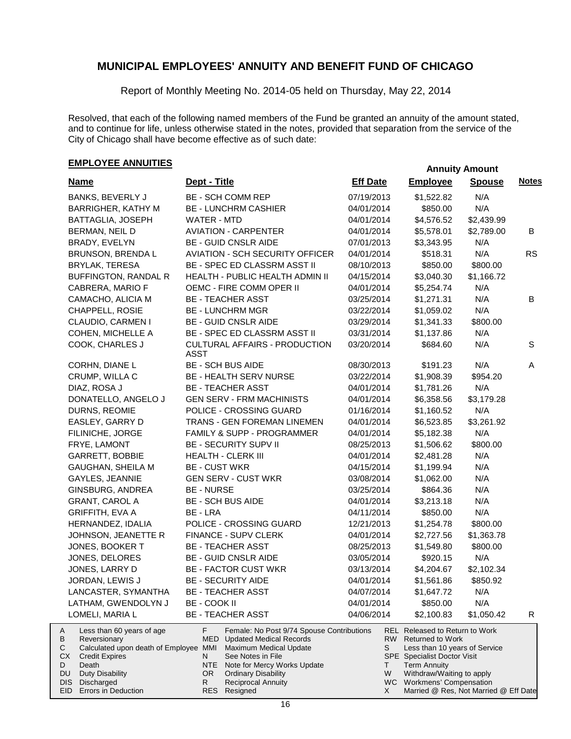# MUNICIPAL EMPLOYEES' ANNUITY AND BENEFIT FUND OF CHICAGO

Report of Monthly Meeting No. 2014-05 held on Thursday, May 22, 2014

Resolved, that each of the following named members of the Fund be granted an annuity of the amount stated, and to continue for life, unless otherwise stated in the notes, provided that separation from the service of the City of Chicago shall have become effective as of such date:

## EMPLOYEE ANNUITIES

| Name | Dept - Title | Eff Date | Annuity Amount Employee | Annuity Amount Spouse | Notes |
|---|---|---|---|---|---|
| BANKS, BEVERLY J | BE - SCH COMM REP | 07/19/2013 | $1,522.82 | N/A | |
| BARRIGHER, KATHY M | BE - LUNCHRM CASHIER | 04/01/2014 | $850.00 | N/A | |
| BATTAGLIA, JOSEPH | WATER - MTD | 04/01/2014 | $4,576.52 | $2,439.99 | |
| BERMAN, NEIL D | AVIATION - CARPENTER | 04/01/2014 | $5,578.01 | $2,789.00 | B |
| BRADY, EVELYN | BE - GUID CNSLR AIDE | 07/01/2013 | $3,343.95 | N/A | |
| BRUNSON, BRENDA L | AVIATION - SCH SECURITY OFFICER | 04/01/2014 | $518.31 | N/A | RS |
| BRYLAK, TERESA | BE - SPEC ED CLASSRM ASST II | 08/10/2013 | $850.00 | $800.00 | |
| BUFFINGTON, RANDAL R | HEALTH - PUBLIC HEALTH ADMIN II | 04/15/2014 | $3,040.30 | $1,166.72 | |
| CABRERA, MARIO F | OEMC - FIRE COMM OPER II | 04/01/2014 | $5,254.74 | N/A | |
| CAMACHO, ALICIA M | BE - TEACHER ASST | 03/25/2014 | $1,271.31 | N/A | B |
| CHAPPELL, ROSIE | BE - LUNCHRM MGR | 03/22/2014 | $1,059.02 | N/A | |
| CLAUDIO, CARMEN I | BE - GUID CNSLR AIDE | 03/29/2014 | $1,341.33 | $800.00 | |
| COHEN, MICHELLE A | BE - SPEC ED CLASSRM ASST II | 03/31/2014 | $1,137.86 | N/A | |
| COOK, CHARLES J | CULTURAL AFFAIRS - PRODUCTION ASST | 03/20/2014 | $684.60 | N/A | S |
| CORHN, DIANE L | BE - SCH BUS AIDE | 08/30/2013 | $191.23 | N/A | A |
| CRUMP, WILLA C | BE - HEALTH SERV NURSE | 03/22/2014 | $1,908.39 | $954.20 | |
| DIAZ, ROSA J | BE - TEACHER ASST | 04/01/2014 | $1,781.26 | N/A | |
| DONATELLO, ANGELO J | GEN SERV - FRM MACHINISTS | 04/01/2014 | $6,358.56 | $3,179.28 | |
| DURNS, REOMIE | POLICE - CROSSING GUARD | 01/16/2014 | $1,160.52 | N/A | |
| EASLEY, GARRY D | TRANS - GEN FOREMAN LINEMEN | 04/01/2014 | $6,523.85 | $3,261.92 | |
| FILINICHE, JORGE | FAMILY & SUPP - PROGRAMMER | 04/01/2014 | $5,182.38 | N/A | |
| FRYE, LAMONT | BE - SECURITY SUPV II | 08/25/2013 | $1,506.62 | $800.00 | |
| GARRETT, BOBBIE | HEALTH - CLERK III | 04/01/2014 | $2,481.28 | N/A | |
| GAUGHAN, SHEILA M | BE - CUST WKR | 04/15/2014 | $1,199.94 | N/A | |
| GAYLES, JEANNIE | GEN SERV - CUST WKR | 03/08/2014 | $1,062.00 | N/A | |
| GINSBURG, ANDREA | BE - NURSE | 03/25/2014 | $864.36 | N/A | |
| GRANT, CAROL A | BE - SCH BUS AIDE | 04/01/2014 | $3,213.18 | N/A | |
| GRIFFITH, EVA A | BE - LRA | 04/11/2014 | $850.00 | N/A | |
| HERNANDEZ, IDALIA | POLICE - CROSSING GUARD | 12/21/2013 | $1,254.78 | $800.00 | |
| JOHNSON, JEANETTE R | FINANCE - SUPV CLERK | 04/01/2014 | $2,727.56 | $1,363.78 | |
| JONES, BOOKER T | BE - TEACHER ASST | 08/25/2013 | $1,549.80 | $800.00 | |
| JONES, DELORES | BE - GUID CNSLR AIDE | 03/05/2014 | $920.15 | N/A | |
| JONES, LARRY D | BE - FACTOR CUST WKR | 03/13/2014 | $4,204.67 | $2,102.34 | |
| JORDAN, LEWIS J | BE - SECURITY AIDE | 04/01/2014 | $1,561.86 | $850.92 | |
| LANCASTER, SYMANTHA | BE - TEACHER ASST | 04/07/2014 | $1,647.72 | N/A | |
| LATHAM, GWENDOLYN J | BE - COOK II | 04/01/2014 | $850.00 | N/A | |
| LOMELI, MARIA L | BE - TEACHER ASST | 04/06/2014 | $2,100.83 | $1,050.42 | R |

| Code | Description | Code | Description | Code | Description |
|---|---|---|---|---|---|
| A | Less than 60 years of age | F | Female: No Post 9/74 Spouse Contributions | REL | Released to Return to Work |
| B | Reversionary | MED | Updated Medical Records | RW | Returned to Work |
| C | Calculated upon death of Employee | MMI | Maximum Medical Update | S | Less than 10 years of Service |
| CX | Credit Expires | N | See Notes in File | SPE | Specialist Doctor Visit |
| D | Death | NTE | Note for Mercy Works Update | T | Term Annuity |
| DU | Duty Disability | OR | Ordinary Disability | W | Withdraw/Waiting to apply |
| DIS | Discharged | R | Reciprocal Annuity | WC | Workmens' Compensation |
| EID | Errors in Deduction | RES | Resigned | X | Married @ Res, Not Married @ Eff Date |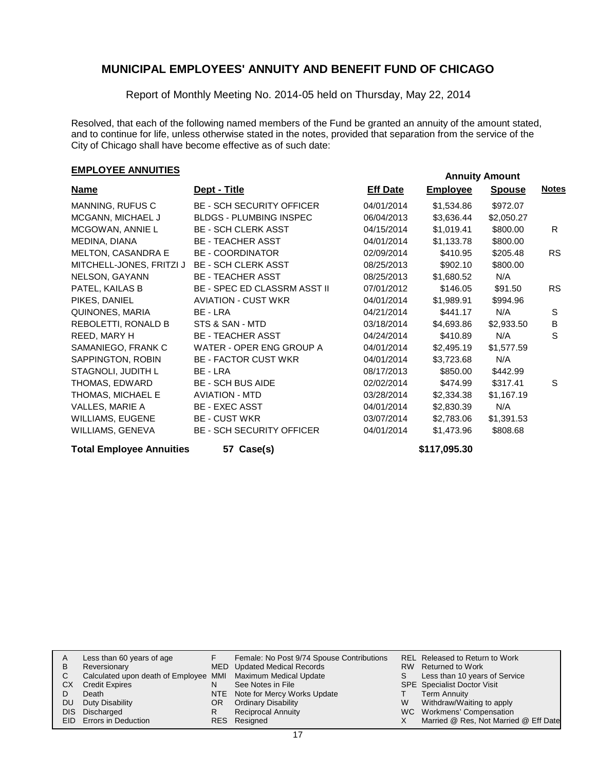# MUNICIPAL EMPLOYEES' ANNUITY AND BENEFIT FUND OF CHICAGO

Report of Monthly Meeting No. 2014-05 held on Thursday, May 22, 2014

Resolved, that each of the following named members of the Fund be granted an annuity of the amount stated, and to continue for life, unless otherwise stated in the notes, provided that separation from the service of the City of Chicago shall have become effective as of such date:

## EMPLOYEE ANNUITIES

| Name | Dept - Title | Eff Date | Annuity Amount Employee | Annuity Amount Spouse | Notes |
|---|---|---|---|---|---|
| MANNING, RUFUS C | BE - SCH SECURITY OFFICER | 04/01/2014 | $1,534.86 | $972.07 | |
| MCGANN, MICHAEL J | BLDGS - PLUMBING INSPEC | 06/04/2013 | $3,636.44 | $2,050.27 | |
| MCGOWAN, ANNIE L | BE - SCH CLERK ASST | 04/15/2014 | $1,019.41 | $800.00 | R |
| MEDINA, DIANA | BE - TEACHER ASST | 04/01/2014 | $1,133.78 | $800.00 | |
| MELTON, CASANDRA E | BE - COORDINATOR | 02/09/2014 | $410.95 | $205.48 | RS |
| MITCHELL-JONES, FRITZI J | BE - SCH CLERK ASST | 08/25/2013 | $902.10 | $800.00 | |
| NELSON, GAYANN | BE - TEACHER ASST | 08/25/2013 | $1,680.52 | N/A | |
| PATEL, KAILAS B | BE - SPEC ED CLASSRM ASST II | 07/01/2012 | $146.05 | $91.50 | RS |
| PIKES, DANIEL | AVIATION - CUST WKR | 04/01/2014 | $1,989.91 | $994.96 | |
| QUINONES, MARIA | BE - LRA | 04/21/2014 | $441.17 | N/A | S |
| REBOLETTI, RONALD B | STS & SAN - MTD | 03/18/2014 | $4,693.86 | $2,933.50 | B |
| REED, MARY H | BE - TEACHER ASST | 04/24/2014 | $410.89 | N/A | S |
| SAMANIEGO, FRANK C | WATER - OPER ENG GROUP A | 04/01/2014 | $2,495.19 | $1,577.59 | |
| SAPPINGTON, ROBIN | BE - FACTOR CUST WKR | 04/01/2014 | $3,723.68 | N/A | |
| STAGNOLI, JUDITH L | BE - LRA | 08/17/2013 | $850.00 | $442.99 | |
| THOMAS, EDWARD | BE - SCH BUS AIDE | 02/02/2014 | $474.99 | $317.41 | S |
| THOMAS, MICHAEL E | AVIATION - MTD | 03/28/2014 | $2,334.38 | $1,167.19 | |
| VALLES, MARIE A | BE - EXEC ASST | 04/01/2014 | $2,830.39 | N/A | |
| WILLIAMS, EUGENE | BE - CUST WKR | 03/07/2014 | $2,783.06 | $1,391.53 | |
| WILLIAMS, GENEVA | BE - SCH SECURITY OFFICER | 04/01/2014 | $1,473.96 | $808.68 | |

**Total Employee Annuities** **57 Case(s)** **$117,095.30**

| | | | | | |
|---|---|---|---|---|---|
| A | Less than 60 years of age | F | Female: No Post 9/74 Spouse Contributions | REL | Released to Return to Work |
| B | Reversionary | MED | Updated Medical Records | RW | Returned to Work |
| C | Calculated upon death of Employee | MMI | Maximum Medical Update | S | Less than 10 years of Service |
| CX | Credit Expires | N | See Notes in File | SPE | Specialist Doctor Visit |
| D | Death | NTE | Note for Mercy Works Update | T | Term Annuity |
| DU | Duty Disability | OR | Ordinary Disability | W | Withdraw/Waiting to apply |
| DIS | Discharged | R | Reciprocal Annuity | WC | Workmens' Compensation |
| EID | Errors in Deduction | RES | Resigned | X | Married @ Res, Not Married @ Eff Date |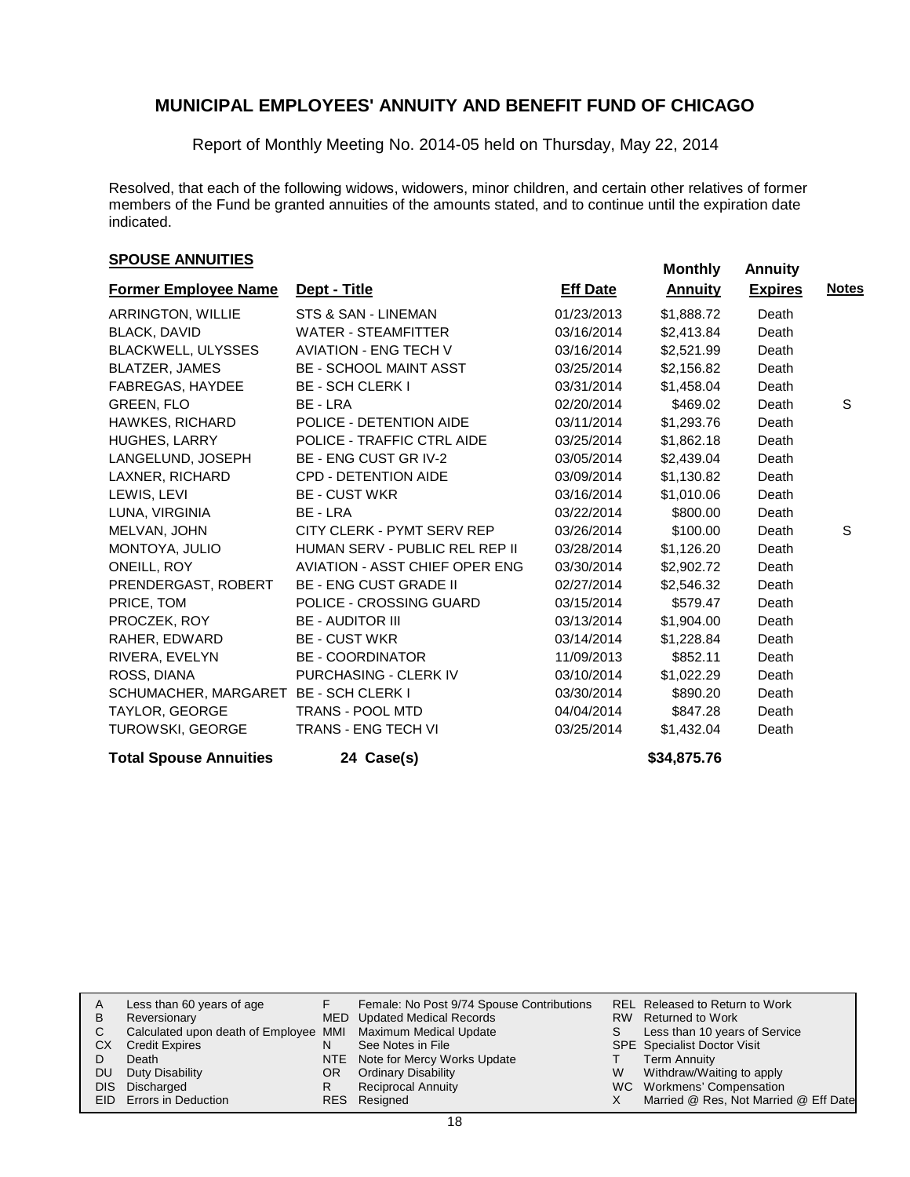## MUNICIPAL EMPLOYEES' ANNUITY AND BENEFIT FUND OF CHICAGO

Report of Monthly Meeting No. 2014-05 held on Thursday, May 22, 2014

Resolved, that each of the following widows, widowers, minor children, and certain other relatives of former members of the Fund be granted annuities of the amounts stated, and to continue until the expiration date indicated.

### SPOUSE ANNUITIES

| Former Employee Name | Dept - Title | Eff Date | Monthly Annuity | Annuity Expires | Notes |
|---|---|---|---|---|---|
| ARRINGTON, WILLIE | STS & SAN - LINEMAN | 01/23/2013 | $1,888.72 | Death | |
| BLACK, DAVID | WATER - STEAMFITTER | 03/16/2014 | $2,413.84 | Death | |
| BLACKWELL, ULYSSES | AVIATION - ENG TECH V | 03/16/2014 | $2,521.99 | Death | |
| BLATZER, JAMES | BE - SCHOOL MAINT ASST | 03/25/2014 | $2,156.82 | Death | |
| FABREGAS, HAYDEE | BE - SCH CLERK I | 03/31/2014 | $1,458.04 | Death | |
| GREEN, FLO | BE - LRA | 02/20/2014 | $469.02 | Death | S |
| HAWKES, RICHARD | POLICE - DETENTION AIDE | 03/11/2014 | $1,293.76 | Death | |
| HUGHES, LARRY | POLICE - TRAFFIC CTRL AIDE | 03/25/2014 | $1,862.18 | Death | |
| LANGELUND, JOSEPH | BE - ENG CUST GR IV-2 | 03/05/2014 | $2,439.04 | Death | |
| LAXNER, RICHARD | CPD - DETENTION AIDE | 03/09/2014 | $1,130.82 | Death | |
| LEWIS, LEVI | BE - CUST WKR | 03/16/2014 | $1,010.06 | Death | |
| LUNA, VIRGINIA | BE - LRA | 03/22/2014 | $800.00 | Death | |
| MELVAN, JOHN | CITY CLERK - PYMT SERV REP | 03/26/2014 | $100.00 | Death | S |
| MONTOYA, JULIO | HUMAN SERV - PUBLIC REL REP II | 03/28/2014 | $1,126.20 | Death | |
| ONEILL, ROY | AVIATION - ASST CHIEF OPER ENG | 03/30/2014 | $2,902.72 | Death | |
| PRENDERGAST, ROBERT | BE - ENG CUST GRADE II | 02/27/2014 | $2,546.32 | Death | |
| PRICE, TOM | POLICE - CROSSING GUARD | 03/15/2014 | $579.47 | Death | |
| PROCZEK, ROY | BE - AUDITOR III | 03/13/2014 | $1,904.00 | Death | |
| RAHER, EDWARD | BE - CUST WKR | 03/14/2014 | $1,228.84 | Death | |
| RIVERA, EVELYN | BE - COORDINATOR | 11/09/2013 | $852.11 | Death | |
| ROSS, DIANA | PURCHASING - CLERK IV | 03/10/2014 | $1,022.29 | Death | |
| SCHUMACHER, MARGARET | BE - SCH CLERK I | 03/30/2014 | $890.20 | Death | |
| TAYLOR, GEORGE | TRANS - POOL MTD | 04/04/2014 | $847.28 | Death | |
| TUROWSKI, GEORGE | TRANS - ENG TECH VI | 03/25/2014 | $1,432.04 | Death | |
| **Total Spouse Annuities** | **24 Case(s)** | | **$34,875.76** | | |

| | | | | | |
|---|---|---|---|---|---|
| A | Less than 60 years of age | F | Female: No Post 9/74 Spouse Contributions | REL | Released to Return to Work |
| B | Reversionary | MED | Updated Medical Records | RW | Returned to Work |
| C | Calculated upon death of Employee | MMI | Maximum Medical Update | S | Less than 10 years of Service |
| CX | Credit Expires | N | See Notes in File | SPE | Specialist Doctor Visit |
| D | Death | NTE | Note for Mercy Works Update | T | Term Annuity |
| DU | Duty Disability | OR | Ordinary Disability | W | Withdraw/Waiting to apply |
| DIS | Discharged | R | Reciprocal Annuity | WC | Workmens' Compensation |
| EID | Errors in Deduction | RES | Resigned | X | Married @ Res, Not Married @ Eff Date |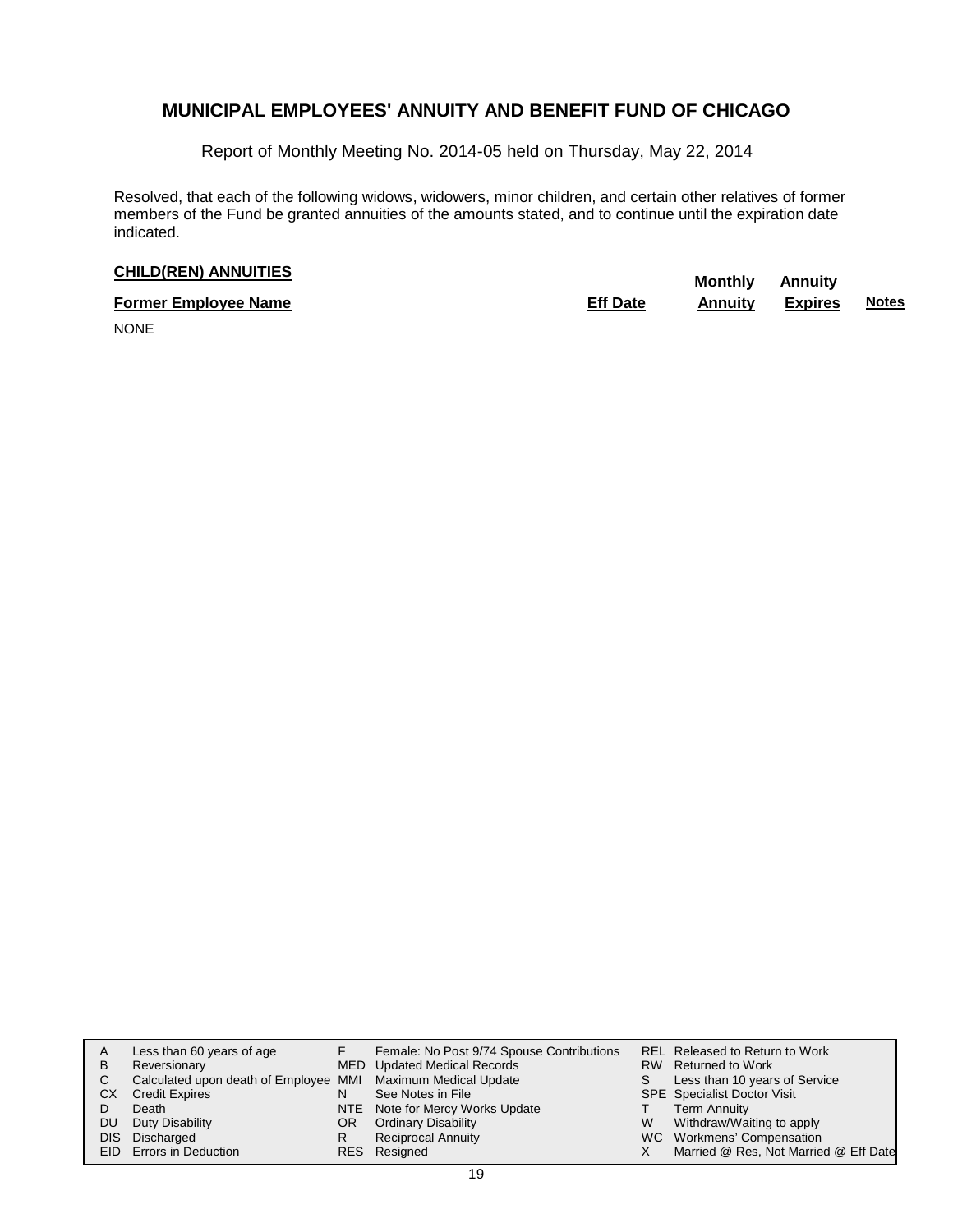# MUNICIPAL EMPLOYEES' ANNUITY AND BENEFIT FUND OF CHICAGO

Report of Monthly Meeting No. 2014-05 held on Thursday, May 22, 2014

Resolved, that each of the following widows, widowers, minor children, and certain other relatives of former members of the Fund be granted annuities of the amounts stated, and to continue until the expiration date indicated.

**CHILD(REN) ANNUITIES**

| Former Employee Name | Eff Date | Monthly Annuity | Annuity Expires | Notes |
|---|---|---|---|---|
| NONE | | | | |

| | | | | | |
|---|---|---|---|---|---|
| A | Less than 60 years of age | F | Female: No Post 9/74 Spouse Contributions | REL | Released to Return to Work |
| B | Reversionary | MED | Updated Medical Records | RW | Returned to Work |
| C | Calculated upon death of Employee | MMI | Maximum Medical Update | S | Less than 10 years of Service |
| CX | Credit Expires | N | See Notes in File | SPE | Specialist Doctor Visit |
| D | Death | NTE | Note for Mercy Works Update | T | Term Annuity |
| DU | Duty Disability | OR | Ordinary Disability | W | Withdraw/Waiting to apply |
| DIS | Discharged | R | Reciprocal Annuity | WC | Workmens' Compensation |
| EID | Errors in Deduction | RES | Resigned | X | Married @ Res, Not Married @ Eff Date |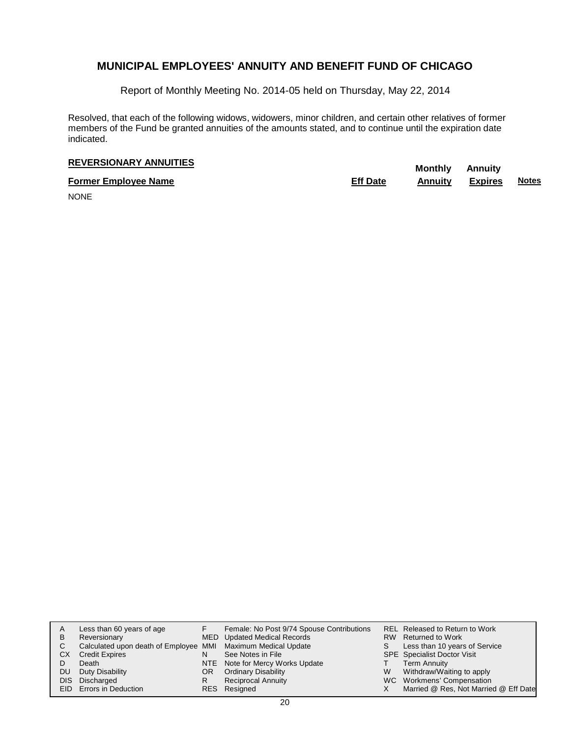# MUNICIPAL EMPLOYEES' ANNUITY AND BENEFIT FUND OF CHICAGO

Report of Monthly Meeting No. 2014-05 held on Thursday, May 22, 2014

Resolved, that each of the following widows, widowers, minor children, and certain other relatives of former members of the Fund be granted annuities of the amounts stated, and to continue until the expiration date indicated.

## REVERSIONARY ANNUITIES

| Former Employee Name | Eff Date | Monthly Annuity | Annuity Expires | Notes |
|---|---|---|---|---|
| NONE | | | | |

| | | | | | |
|---|---|---|---|---|---|
| A | Less than 60 years of age | F | Female: No Post 9/74 Spouse Contributions | REL | Released to Return to Work |
| B | Reversionary | MED | Updated Medical Records | RW | Returned to Work |
| C | Calculated upon death of Employee | MMI | Maximum Medical Update | S | Less than 10 years of Service |
| CX | Credit Expires | N | See Notes in File | SPE | Specialist Doctor Visit |
| D | Death | NTE | Note for Mercy Works Update | T | Term Annuity |
| DU | Duty Disability | OR | Ordinary Disability | W | Withdraw/Waiting to apply |
| DIS | Discharged | R | Reciprocal Annuity | WC | Workmens' Compensation |
| EID | Errors in Deduction | RES | Resigned | X | Married @ Res, Not Married @ Eff Date |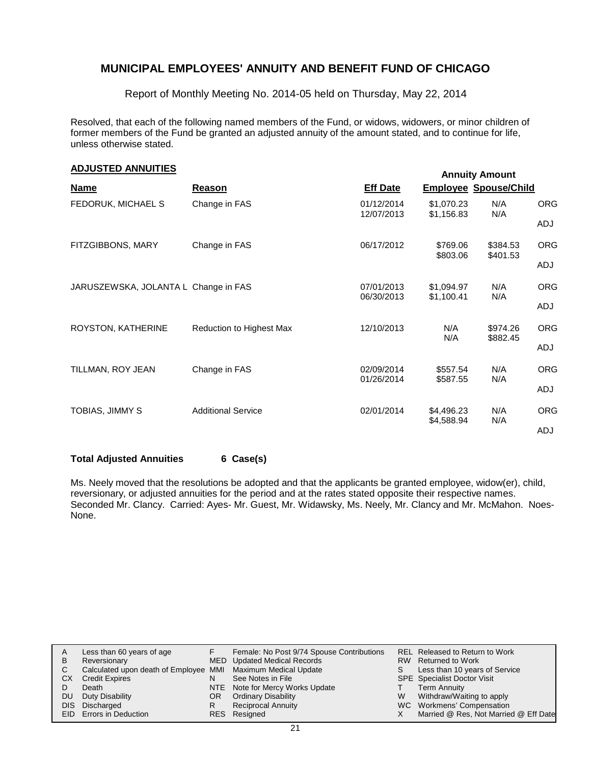# MUNICIPAL EMPLOYEES' ANNUITY AND BENEFIT FUND OF CHICAGO

Report of Monthly Meeting No. 2014-05 held on Thursday, May 22, 2014

Resolved, that each of the following named members of the Fund, or widows, widowers, or minor children of former members of the Fund be granted an adjusted annuity of the amount stated, and to continue for life, unless otherwise stated.

## ADJUSTED ANNUITIES

| Name | Reason | Eff Date | Annuity Amount Employee | Annuity Amount Spouse/Child | |
|---|---|---|---|---|---|
| FEDORUK, MICHAEL S | Change in FAS | 01/12/2014 | $1,070.23 | N/A | ORG |
| | | 12/07/2013 | $1,156.83 | N/A | ADJ |
| FITZGIBBONS, MARY | Change in FAS | 06/17/2012 | $769.06 | $384.53 | ORG |
| | | | $803.06 | $401.53 | ADJ |
| JARUSZEWSKA, JOLANTA L | Change in FAS | 07/01/2013 | $1,094.97 | N/A | ORG |
| | | 06/30/2013 | $1,100.41 | N/A | ADJ |
| ROYSTON, KATHERINE | Reduction to Highest Max | 12/10/2013 | N/A | $974.26 | ORG |
| | | | N/A | $882.45 | ADJ |
| TILLMAN, ROY JEAN | Change in FAS | 02/09/2014 | $557.54 | N/A | ORG |
| | | 01/26/2014 | $587.55 | N/A | ADJ |
| TOBIAS, JIMMY S | Additional Service | 02/01/2014 | $4,496.23 | N/A | ORG |
| | | | $4,588.94 | N/A | ADJ |

**Total Adjusted Annuities 6 Case(s)**

Ms. Neely moved that the resolutions be adopted and that the applicants be granted employee, widow(er), child, reversionary, or adjusted annuities for the period and at the rates stated opposite their respective names. Seconded Mr. Clancy. Carried: Ayes- Mr. Guest, Mr. Widawsky, Ms. Neely, Mr. Clancy and Mr. McMahon. Noes- None.

| | | | | | |
|---|---|---|---|---|---|
| A | Less than 60 years of age | F | Female: No Post 9/74 Spouse Contributions | REL | Released to Return to Work |
| B | Reversionary | MED | Updated Medical Records | RW | Returned to Work |
| C | Calculated upon death of Employee | MMI | Maximum Medical Update | S | Less than 10 years of Service |
| CX | Credit Expires | N | See Notes in File | SPE | Specialist Doctor Visit |
| D | Death | NTE | Note for Mercy Works Update | T | Term Annuity |
| DU | Duty Disability | OR | Ordinary Disability | W | Withdraw/Waiting to apply |
| DIS | Discharged | R | Reciprocal Annuity | WC | Workmens' Compensation |
| EID | Errors in Deduction | RES | Resigned | X | Married @ Res, Not Married @ Eff Date |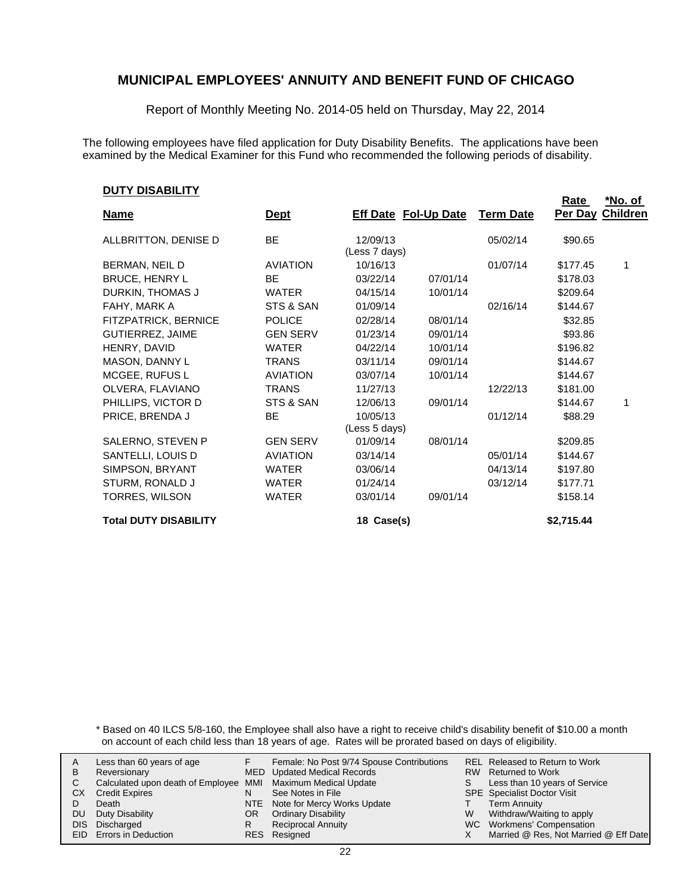# MUNICIPAL EMPLOYEES' ANNUITY AND BENEFIT FUND OF CHICAGO

Report of Monthly Meeting No. 2014-05 held on Thursday, May 22, 2014

The following employees have filed application for Duty Disability Benefits. The applications have been examined by the Medical Examiner for this Fund who recommended the following periods of disability.

## DUTY DISABILITY

| Name | Dept | Eff Date | Fol-Up Date | Term Date | Rate Per Day | *No. of Children |
|---|---|---|---|---|---|---|
| ALLBRITTON, DENISE D | BE | 12/09/13 (Less 7 days) | | 05/02/14 | $90.65 | |
| BERMAN, NEIL D | AVIATION | 10/16/13 | | 01/07/14 | $177.45 | 1 |
| BRUCE, HENRY L | BE | 03/22/14 | 07/01/14 | | $178.03 | |
| DURKIN, THOMAS J | WATER | 04/15/14 | 10/01/14 | | $209.64 | |
| FAHY, MARK A | STS & SAN | 01/09/14 | | 02/16/14 | $144.67 | |
| FITZPATRICK, BERNICE | POLICE | 02/28/14 | 08/01/14 | | $32.85 | |
| GUTIERREZ, JAIME | GEN SERV | 01/23/14 | 09/01/14 | | $93.86 | |
| HENRY, DAVID | WATER | 04/22/14 | 10/01/14 | | $196.82 | |
| MASON, DANNY L | TRANS | 03/11/14 | 09/01/14 | | $144.67 | |
| MCGEE, RUFUS L | AVIATION | 03/07/14 | 10/01/14 | | $144.67 | |
| OLVERA, FLAVIANO | TRANS | 11/27/13 | | 12/22/13 | $181.00 | |
| PHILLIPS, VICTOR D | STS & SAN | 12/06/13 | 09/01/14 | | $144.67 | 1 |
| PRICE, BRENDA J | BE | 10/05/13 (Less 5 days) | | 01/12/14 | $88.29 | |
| SALERNO, STEVEN P | GEN SERV | 01/09/14 | 08/01/14 | | $209.85 | |
| SANTELLI, LOUIS D | AVIATION | 03/14/14 | | 05/01/14 | $144.67 | |
| SIMPSON, BRYANT | WATER | 03/06/14 | | 04/13/14 | $197.80 | |
| STURM, RONALD J | WATER | 01/24/14 | | 03/12/14 | $177.71 | |
| TORRES, WILSON | WATER | 03/01/14 | 09/01/14 | | $158.14 | |
| **Total DUTY DISABILITY** | | **18 Case(s)** | | | **$2,715.44** | |

\* Based on 40 ILCS 5/8-160, the Employee shall also have a right to receive child's disability benefit of $10.00 a month on account of each child less than 18 years of age. Rates will be prorated based on days of eligibility.

| | | | | | |
|---|---|---|---|---|---|
| A | Less than 60 years of age | F | Female: No Post 9/74 Spouse Contributions | REL | Released to Return to Work |
| B | Reversionary | MED | Updated Medical Records | RW | Returned to Work |
| C | Calculated upon death of Employee | MMI | Maximum Medical Update | S | Less than 10 years of Service |
| CX | Credit Expires | N | See Notes in File | SPE | Specialist Doctor Visit |
| D | Death | NTE | Note for Mercy Works Update | T | Term Annuity |
| DU | Duty Disability | OR | Ordinary Disability | W | Withdraw/Waiting to apply |
| DIS | Discharged | R | Reciprocal Annuity | WC | Workmens' Compensation |
| EID | Errors in Deduction | RES | Resigned | X | Married @ Res, Not Married @ Eff Date |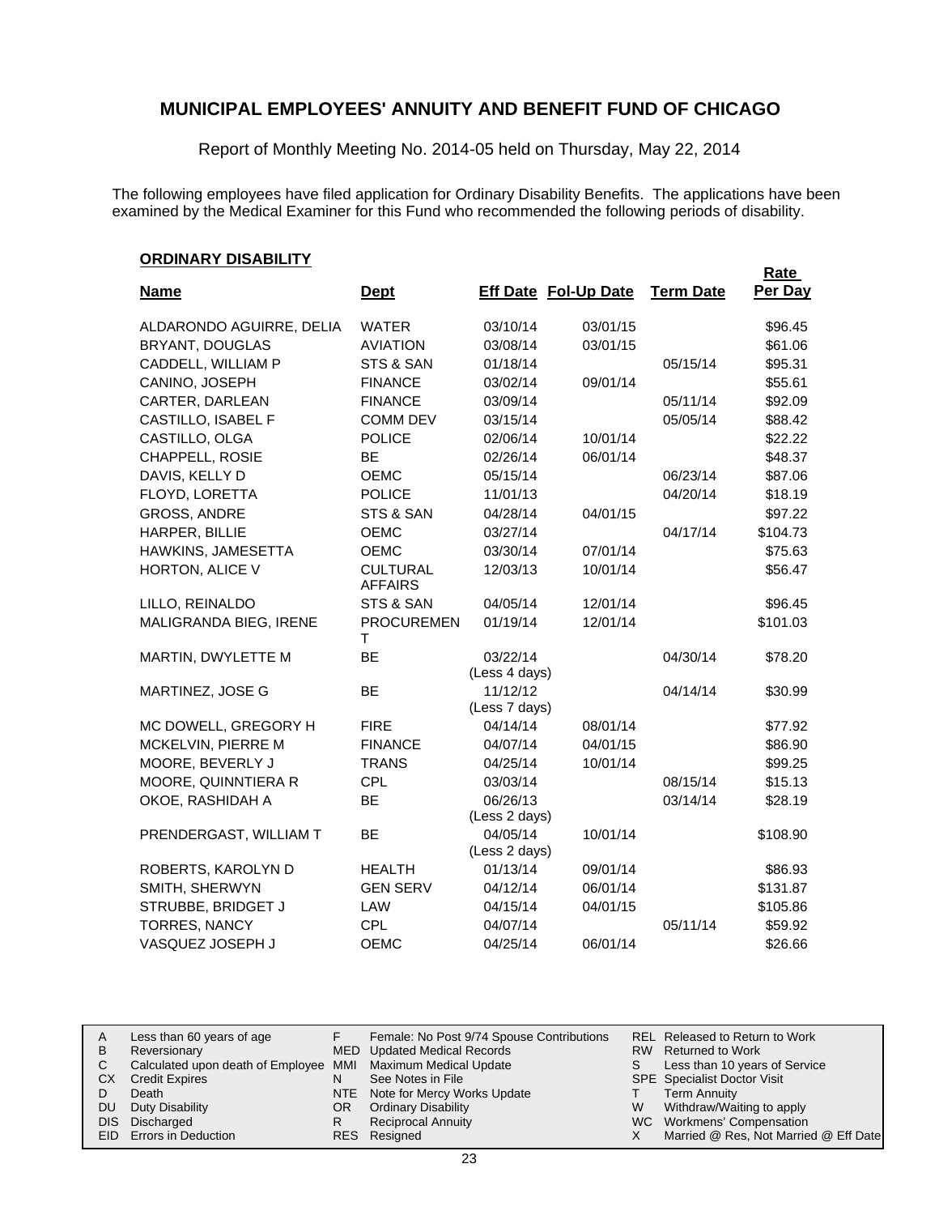# MUNICIPAL EMPLOYEES' ANNUITY AND BENEFIT FUND OF CHICAGO

Report of Monthly Meeting No. 2014-05 held on Thursday, May 22, 2014

The following employees have filed application for Ordinary Disability Benefits. The applications have been examined by the Medical Examiner for this Fund who recommended the following periods of disability.

## ORDINARY DISABILITY

| Name | Dept | Eff Date | Fol-Up Date | Term Date | Rate Per Day |
|---|---|---|---|---|---|
| ALDARONDO AGUIRRE, DELIA | WATER | 03/10/14 | 03/01/15 | | $96.45 |
| BRYANT, DOUGLAS | AVIATION | 03/08/14 | 03/01/15 | | $61.06 |
| CADDELL, WILLIAM P | STS & SAN | 01/18/14 | | 05/15/14 | $95.31 |
| CANINO, JOSEPH | FINANCE | 03/02/14 | 09/01/14 | | $55.61 |
| CARTER, DARLEAN | FINANCE | 03/09/14 | | 05/11/14 | $92.09 |
| CASTILLO, ISABEL F | COMM DEV | 03/15/14 | | 05/05/14 | $88.42 |
| CASTILLO, OLGA | POLICE | 02/06/14 | 10/01/14 | | $22.22 |
| CHAPPELL, ROSIE | BE | 02/26/14 | 06/01/14 | | $48.37 |
| DAVIS, KELLY D | OEMC | 05/15/14 | | 06/23/14 | $87.06 |
| FLOYD, LORETTA | POLICE | 11/01/13 | | 04/20/14 | $18.19 |
| GROSS, ANDRE | STS & SAN | 04/28/14 | 04/01/15 | | $97.22 |
| HARPER, BILLIE | OEMC | 03/27/14 | | 04/17/14 | $104.73 |
| HAWKINS, JAMESETTA | OEMC | 03/30/14 | 07/01/14 | | $75.63 |
| HORTON, ALICE V | CULTURAL AFFAIRS | 12/03/13 | 10/01/14 | | $56.47 |
| LILLO, REINALDO | STS & SAN | 04/05/14 | 12/01/14 | | $96.45 |
| MALIGRANDA BIEG, IRENE | PROCUREMENT | 01/19/14 | 12/01/14 | | $101.03 |
| MARTIN, DWYLETTE M | BE | 03/22/14 (Less 4 days) | | 04/30/14 | $78.20 |
| MARTINEZ, JOSE G | BE | 11/12/12 (Less 7 days) | | 04/14/14 | $30.99 |
| MC DOWELL, GREGORY H | FIRE | 04/14/14 | 08/01/14 | | $77.92 |
| MCKELVIN, PIERRE M | FINANCE | 04/07/14 | 04/01/15 | | $86.90 |
| MOORE, BEVERLY J | TRANS | 04/25/14 | 10/01/14 | | $99.25 |
| MOORE, QUINNTIERA R | CPL | 03/03/14 | | 08/15/14 | $15.13 |
| OKOE, RASHIDAH A | BE | 06/26/13 (Less 2 days) | | 03/14/14 | $28.19 |
| PRENDERGAST, WILLIAM T | BE | 04/05/14 (Less 2 days) | 10/01/14 | | $108.90 |
| ROBERTS, KAROLYN D | HEALTH | 01/13/14 | 09/01/14 | | $86.93 |
| SMITH, SHERWYN | GEN SERV | 04/12/14 | 06/01/14 | | $131.87 |
| STRUBBE, BRIDGET J | LAW | 04/15/14 | 04/01/15 | | $105.86 |
| TORRES, NANCY | CPL | 04/07/14 | | 05/11/14 | $59.92 |
| VASQUEZ JOSEPH J | OEMC | 04/25/14 | 06/01/14 | | $26.66 |

| | | | | | |
|---|---|---|---|---|---|
| A | Less than 60 years of age | F | Female: No Post 9/74 Spouse Contributions | REL | Released to Return to Work |
| B | Reversionary | MED | Updated Medical Records | RW | Returned to Work |
| C | Calculated upon death of Employee | MMI | Maximum Medical Update | S | Less than 10 years of Service |
| CX | Credit Expires | N | See Notes in File | SPE | Specialist Doctor Visit |
| D | Death | NTE | Note for Mercy Works Update | T | Term Annuity |
| DU | Duty Disability | OR | Ordinary Disability | W | Withdraw/Waiting to apply |
| DIS | Discharged | R | Reciprocal Annuity | WC | Workmens' Compensation |
| EID | Errors in Deduction | RES | Resigned | X | Married @ Res, Not Married @ Eff Date |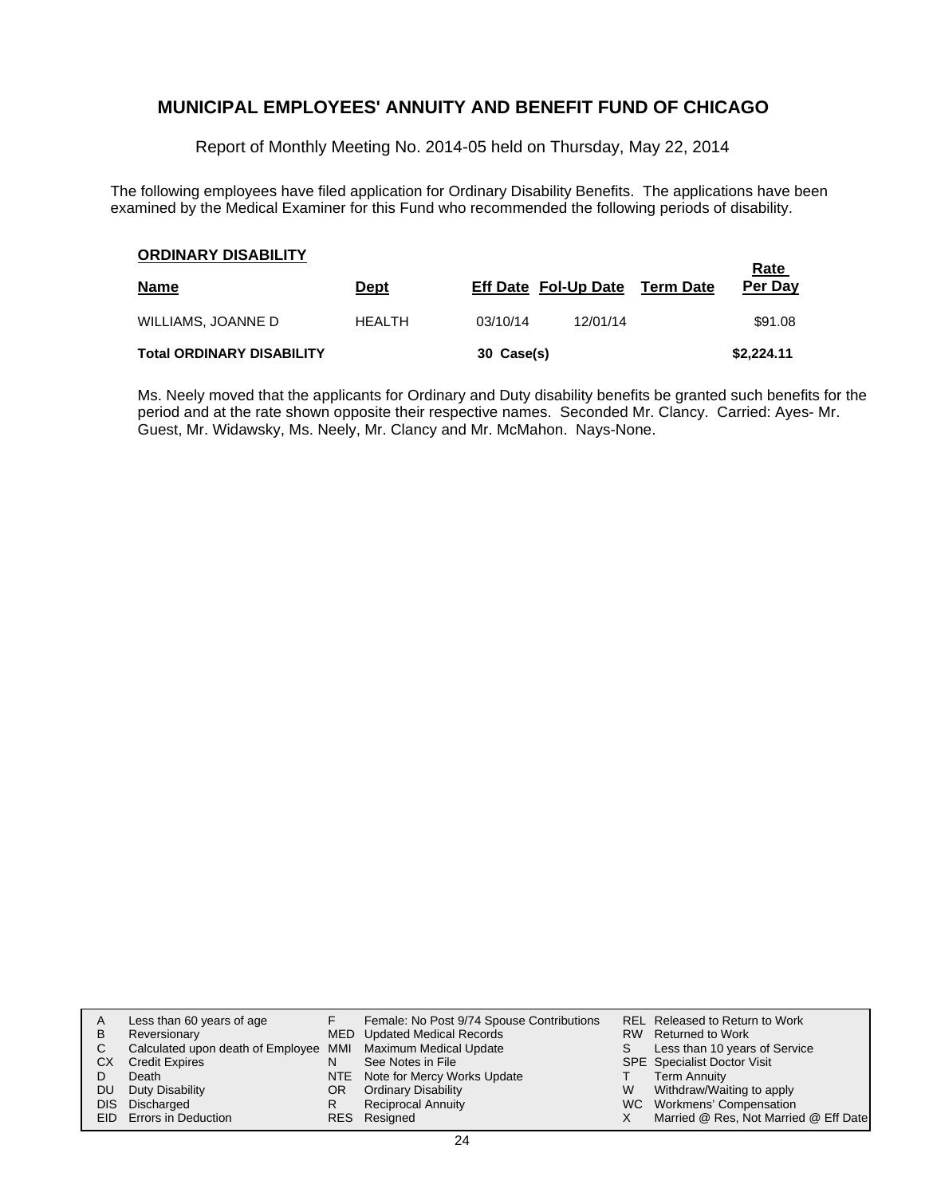## MUNICIPAL EMPLOYEES' ANNUITY AND BENEFIT FUND OF CHICAGO

Report of Monthly Meeting No. 2014-05 held on Thursday, May 22, 2014

The following employees have filed application for Ordinary Disability Benefits. The applications have been examined by the Medical Examiner for this Fund who recommended the following periods of disability.

**ORDINARY DISABILITY**

| Name | Dept | Eff Date | Fol-Up Date | Term Date | Rate Per Day |
|---|---|---|---|---|---|
| WILLIAMS, JOANNE D | HEALTH | 03/10/14 | 12/01/14 | | $91.08 |
| **Total ORDINARY DISABILITY** | | **30 Case(s)** | | | **$2,224.11** |

Ms. Neely moved that the applicants for Ordinary and Duty disability benefits be granted such benefits for the period and at the rate shown opposite their respective names. Seconded Mr. Clancy. Carried: Ayes- Mr. Guest, Mr. Widawsky, Ms. Neely, Mr. Clancy and Mr. McMahon. Nays-None.

| | | | | | |
|---|---|---|---|---|---|
| A | Less than 60 years of age | F | Female: No Post 9/74 Spouse Contributions | REL | Released to Return to Work |
| B | Reversionary | MED | Updated Medical Records | RW | Returned to Work |
| C | Calculated upon death of Employee | MMI | Maximum Medical Update | S | Less than 10 years of Service |
| CX | Credit Expires | N | See Notes in File | SPE | Specialist Doctor Visit |
| D | Death | NTE | Note for Mercy Works Update | T | Term Annuity |
| DU | Duty Disability | OR | Ordinary Disability | W | Withdraw/Waiting to apply |
| DIS | Discharged | R | Reciprocal Annuity | WC | Workmens' Compensation |
| EID | Errors in Deduction | RES | Resigned | X | Married @ Res, Not Married @ Eff Date |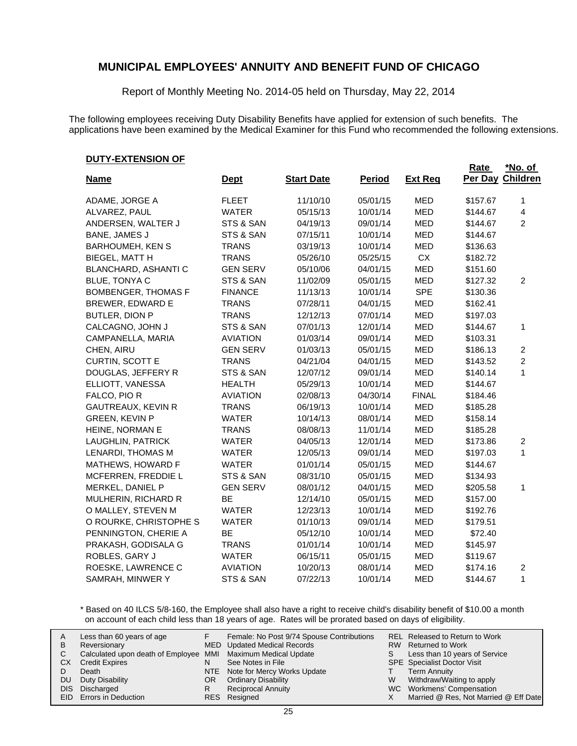# MUNICIPAL EMPLOYEES' ANNUITY AND BENEFIT FUND OF CHICAGO

Report of Monthly Meeting No. 2014-05 held on Thursday, May 22, 2014

The following employees receiving Duty Disability Benefits have applied for extension of such benefits. The applications have been examined by the Medical Examiner for this Fund who recommended the following extensions.

**DUTY-EXTENSION OF**

| Name | Dept | Start Date | Period | Ext Req | Rate Per Day | *No. of Children |
|---|---|---|---|---|---|---|
| ADAME, JORGE A | FLEET | 11/10/10 | 05/01/15 | MED | $157.67 | 1 |
| ALVAREZ, PAUL | WATER | 05/15/13 | 10/01/14 | MED | $144.67 | 4 |
| ANDERSEN, WALTER J | STS & SAN | 04/19/13 | 09/01/14 | MED | $144.67 | 2 |
| BANE, JAMES J | STS & SAN | 07/15/11 | 10/01/14 | MED | $144.67 | |
| BARHOUMEH, KEN S | TRANS | 03/19/13 | 10/01/14 | MED | $136.63 | |
| BIEGEL, MATT H | TRANS | 05/26/10 | 05/25/15 | CX | $182.72 | |
| BLANCHARD, ASHANTI C | GEN SERV | 05/10/06 | 04/01/15 | MED | $151.60 | |
| BLUE, TONYA C | STS & SAN | 11/02/09 | 05/01/15 | MED | $127.32 | 2 |
| BOMBENGER, THOMAS F | FINANCE | 11/13/13 | 10/01/14 | SPE | $130.36 | |
| BREWER, EDWARD E | TRANS | 07/28/11 | 04/01/15 | MED | $162.41 | |
| BUTLER, DION P | TRANS | 12/12/13 | 07/01/14 | MED | $197.03 | |
| CALCAGNO, JOHN J | STS & SAN | 07/01/13 | 12/01/14 | MED | $144.67 | 1 |
| CAMPANELLA, MARIA | AVIATION | 01/03/14 | 09/01/14 | MED | $103.31 | |
| CHEN, AIRU | GEN SERV | 01/03/13 | 05/01/15 | MED | $186.13 | 2 |
| CURTIN, SCOTT E | TRANS | 04/21/04 | 04/01/15 | MED | $143.52 | 2 |
| DOUGLAS, JEFFERY R | STS & SAN | 12/07/12 | 09/01/14 | MED | $140.14 | 1 |
| ELLIOTT, VANESSA | HEALTH | 05/29/13 | 10/01/14 | MED | $144.67 | |
| FALCO, PIO R | AVIATION | 02/08/13 | 04/30/14 | FINAL | $184.46 | |
| GAUTREAUX, KEVIN R | TRANS | 06/19/13 | 10/01/14 | MED | $185.28 | |
| GREEN, KEVIN P | WATER | 10/14/13 | 08/01/14 | MED | $158.14 | |
| HEINE, NORMAN E | TRANS | 08/08/13 | 11/01/14 | MED | $185.28 | |
| LAUGHLIN, PATRICK | WATER | 04/05/13 | 12/01/14 | MED | $173.86 | 2 |
| LENARDI, THOMAS M | WATER | 12/05/13 | 09/01/14 | MED | $197.03 | 1 |
| MATHEWS, HOWARD F | WATER | 01/01/14 | 05/01/15 | MED | $144.67 | |
| MCFERREN, FREDDIE L | STS & SAN | 08/31/10 | 05/01/15 | MED | $134.93 | |
| MERKEL, DANIEL P | GEN SERV | 08/01/12 | 04/01/15 | MED | $205.58 | 1 |
| MULHERIN, RICHARD R | BE | 12/14/10 | 05/01/15 | MED | $157.00 | |
| O MALLEY, STEVEN M | WATER | 12/23/13 | 10/01/14 | MED | $192.76 | |
| O ROURKE, CHRISTOPHE S | WATER | 01/10/13 | 09/01/14 | MED | $179.51 | |
| PENNINGTON, CHERIE A | BE | 05/12/10 | 10/01/14 | MED | $72.40 | |
| PRAKASH, GODISALA G | TRANS | 01/01/14 | 10/01/14 | MED | $145.97 | |
| ROBLES, GARY J | WATER | 06/15/11 | 05/01/15 | MED | $119.67 | |
| ROESKE, LAWRENCE C | AVIATION | 10/20/13 | 08/01/14 | MED | $174.16 | 2 |
| SAMRAH, MINWER Y | STS & SAN | 07/22/13 | 10/01/14 | MED | $144.67 | 1 |

\* Based on 40 ILCS 5/8-160, the Employee shall also have a right to receive child's disability benefit of $10.00 a month on account of each child less than 18 years of age. Rates will be prorated based on days of eligibility.

| | | | | | |
|---|---|---|---|---|---|
| A | Less than 60 years of age | F | Female: No Post 9/74 Spouse Contributions | REL | Released to Return to Work |
| B | Reversionary | MED | Updated Medical Records | RW | Returned to Work |
| C | Calculated upon death of Employee | MMI | Maximum Medical Update | S | Less than 10 years of Service |
| CX | Credit Expires | N | See Notes in File | SPE | Specialist Doctor Visit |
| D | Death | NTE | Note for Mercy Works Update | T | Term Annuity |
| DU | Duty Disability | OR | Ordinary Disability | W | Withdraw/Waiting to apply |
| DIS | Discharged | R | Reciprocal Annuity | WC | Workmens' Compensation |
| EID | Errors in Deduction | RES | Resigned | X | Married @ Res, Not Married @ Eff Date |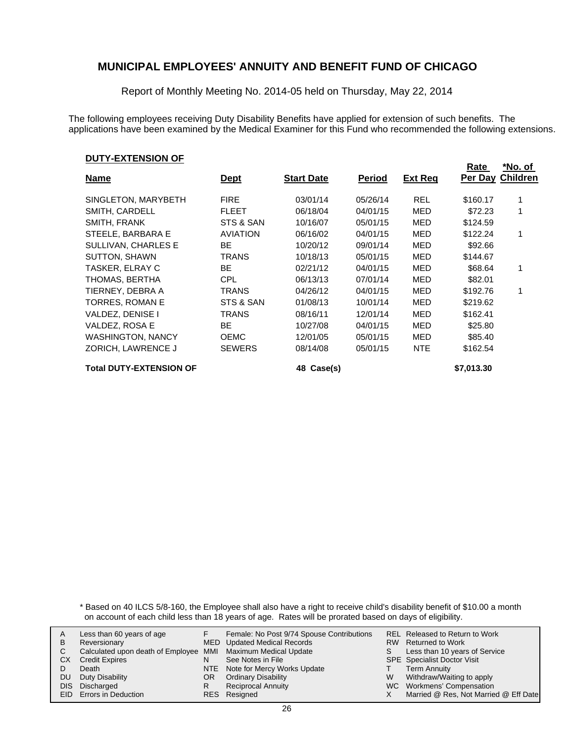# MUNICIPAL EMPLOYEES' ANNUITY AND BENEFIT FUND OF CHICAGO

Report of Monthly Meeting No. 2014-05 held on Thursday, May 22, 2014

The following employees receiving Duty Disability Benefits have applied for extension of such benefits. The applications have been examined by the Medical Examiner for this Fund who recommended the following extensions.

**DUTY-EXTENSION OF**

| Name | Dept | Start Date | Period | Ext Req | Rate Per Day | *No. of Children |
|---|---|---|---|---|---|---|
| SINGLETON, MARYBETH | FIRE | 03/01/14 | 05/26/14 | REL | $160.17 | 1 |
| SMITH, CARDELL | FLEET | 06/18/04 | 04/01/15 | MED | $72.23 | 1 |
| SMITH, FRANK | STS & SAN | 10/16/07 | 05/01/15 | MED | $124.59 | |
| STEELE, BARBARA E | AVIATION | 06/16/02 | 04/01/15 | MED | $122.24 | 1 |
| SULLIVAN, CHARLES E | BE | 10/20/12 | 09/01/14 | MED | $92.66 | |
| SUTTON, SHAWN | TRANS | 10/18/13 | 05/01/15 | MED | $144.67 | |
| TASKER, ELRAY C | BE | 02/21/12 | 04/01/15 | MED | $68.64 | 1 |
| THOMAS, BERTHA | CPL | 06/13/13 | 07/01/14 | MED | $82.01 | |
| TIERNEY, DEBRA A | TRANS | 04/26/12 | 04/01/15 | MED | $192.76 | 1 |
| TORRES, ROMAN E | STS & SAN | 01/08/13 | 10/01/14 | MED | $219.62 | |
| VALDEZ, DENISE I | TRANS | 08/16/11 | 12/01/14 | MED | $162.41 | |
| VALDEZ, ROSA E | BE | 10/27/08 | 04/01/15 | MED | $25.80 | |
| WASHINGTON, NANCY | OEMC | 12/01/05 | 05/01/15 | MED | $85.40 | |
| ZORICH, LAWRENCE J | SEWERS | 08/14/08 | 05/01/15 | NTE | $162.54 | |
| **Total DUTY-EXTENSION OF** | | **48 Case(s)** | | | **$7,013.30** | |

\* Based on 40 ILCS 5/8-160, the Employee shall also have a right to receive child's disability benefit of $10.00 a month on account of each child less than 18 years of age. Rates will be prorated based on days of eligibility.

| | | | | | |
|---|---|---|---|---|---|
| A | Less than 60 years of age | F | Female: No Post 9/74 Spouse Contributions | REL | Released to Return to Work |
| B | Reversionary | MED | Updated Medical Records | RW | Returned to Work |
| C | Calculated upon death of Employee | MMI | Maximum Medical Update | S | Less than 10 years of Service |
| CX | Credit Expires | N | See Notes in File | SPE | Specialist Doctor Visit |
| D | Death | NTE | Note for Mercy Works Update | T | Term Annuity |
| DU | Duty Disability | OR | Ordinary Disability | W | Withdraw/Waiting to apply |
| DIS | Discharged | R | Reciprocal Annuity | WC | Workmens' Compensation |
| EID | Errors in Deduction | RES | Resigned | X | Married @ Res, Not Married @ Eff Date |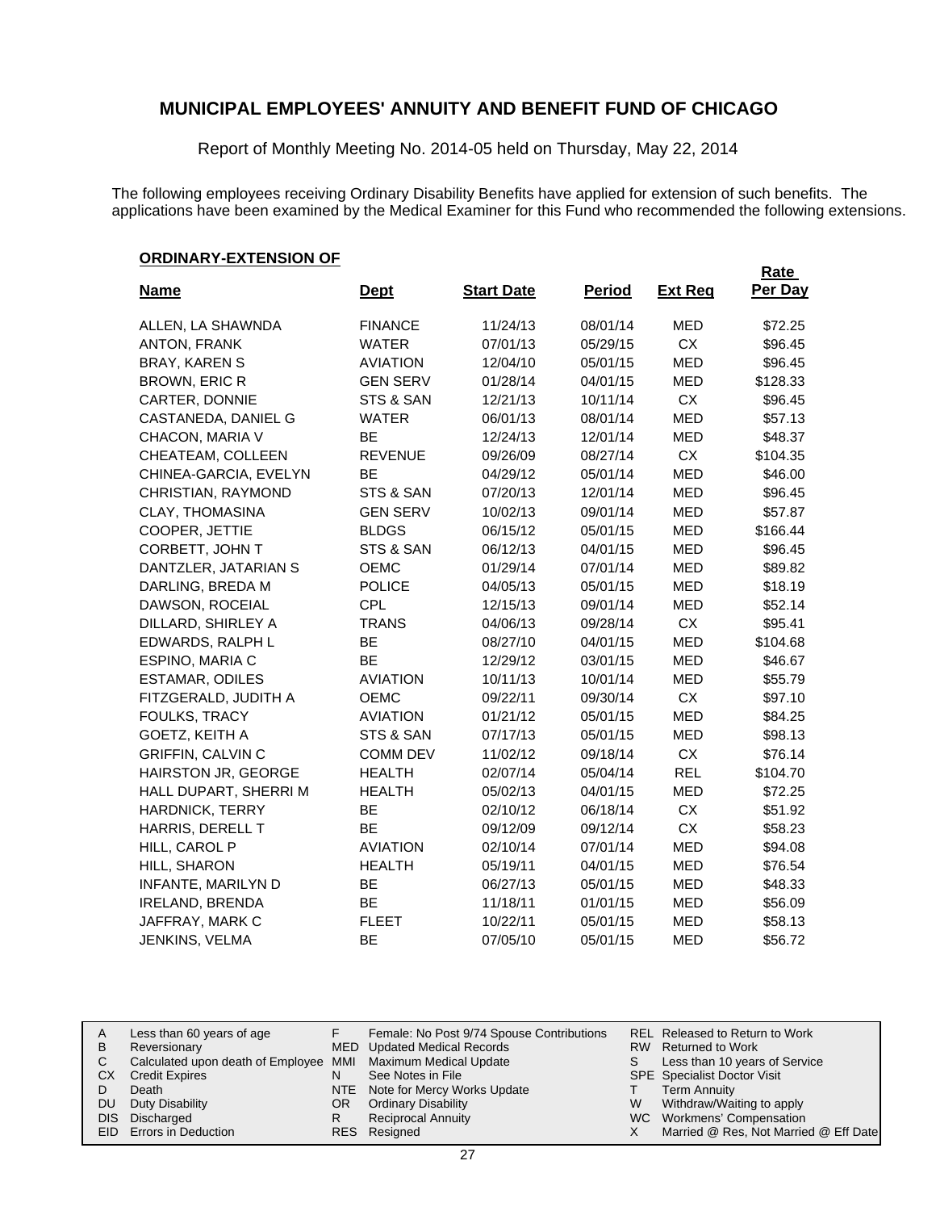# MUNICIPAL EMPLOYEES' ANNUITY AND BENEFIT FUND OF CHICAGO

Report of Monthly Meeting No. 2014-05 held on Thursday, May 22, 2014

The following employees receiving Ordinary Disability Benefits have applied for extension of such benefits. The applications have been examined by the Medical Examiner for this Fund who recommended the following extensions.

**ORDINARY-EXTENSION OF**

| Name | Dept | Start Date | Period | Ext Req | Rate Per Day |
|---|---|---|---|---|---|
| ALLEN, LA SHAWNDA | FINANCE | 11/24/13 | 08/01/14 | MED | $72.25 |
| ANTON, FRANK | WATER | 07/01/13 | 05/29/15 | CX | $96.45 |
| BRAY, KAREN S | AVIATION | 12/04/10 | 05/01/15 | MED | $96.45 |
| BROWN, ERIC R | GEN SERV | 01/28/14 | 04/01/15 | MED | $128.33 |
| CARTER, DONNIE | STS & SAN | 12/21/13 | 10/11/14 | CX | $96.45 |
| CASTANEDA, DANIEL G | WATER | 06/01/13 | 08/01/14 | MED | $57.13 |
| CHACON, MARIA V | BE | 12/24/13 | 12/01/14 | MED | $48.37 |
| CHEATEAM, COLLEEN | REVENUE | 09/26/09 | 08/27/14 | CX | $104.35 |
| CHINEA-GARCIA, EVELYN | BE | 04/29/12 | 05/01/14 | MED | $46.00 |
| CHRISTIAN, RAYMOND | STS & SAN | 07/20/13 | 12/01/14 | MED | $96.45 |
| CLAY, THOMASINA | GEN SERV | 10/02/13 | 09/01/14 | MED | $57.87 |
| COOPER, JETTIE | BLDGS | 06/15/12 | 05/01/15 | MED | $166.44 |
| CORBETT, JOHN T | STS & SAN | 06/12/13 | 04/01/15 | MED | $96.45 |
| DANTZLER, JATARIAN S | OEMC | 01/29/14 | 07/01/14 | MED | $89.82 |
| DARLING, BREDA M | POLICE | 04/05/13 | 05/01/15 | MED | $18.19 |
| DAWSON, ROCEIAL | CPL | 12/15/13 | 09/01/14 | MED | $52.14 |
| DILLARD, SHIRLEY A | TRANS | 04/06/13 | 09/28/14 | CX | $95.41 |
| EDWARDS, RALPH L | BE | 08/27/10 | 04/01/15 | MED | $104.68 |
| ESPINO, MARIA C | BE | 12/29/12 | 03/01/15 | MED | $46.67 |
| ESTAMAR, ODILES | AVIATION | 10/11/13 | 10/01/14 | MED | $55.79 |
| FITZGERALD, JUDITH A | OEMC | 09/22/11 | 09/30/14 | CX | $97.10 |
| FOULKS, TRACY | AVIATION | 01/21/12 | 05/01/15 | MED | $84.25 |
| GOETZ, KEITH A | STS & SAN | 07/17/13 | 05/01/15 | MED | $98.13 |
| GRIFFIN, CALVIN C | COMM DEV | 11/02/12 | 09/18/14 | CX | $76.14 |
| HAIRSTON JR, GEORGE | HEALTH | 02/07/14 | 05/04/14 | REL | $104.70 |
| HALL DUPART, SHERRI M | HEALTH | 05/02/13 | 04/01/15 | MED | $72.25 |
| HARDNICK, TERRY | BE | 02/10/12 | 06/18/14 | CX | $51.92 |
| HARRIS, DERELL T | BE | 09/12/09 | 09/12/14 | CX | $58.23 |
| HILL, CAROL P | AVIATION | 02/10/14 | 07/01/14 | MED | $94.08 |
| HILL, SHARON | HEALTH | 05/19/11 | 04/01/15 | MED | $76.54 |
| INFANTE, MARILYN D | BE | 06/27/13 | 05/01/15 | MED | $48.33 |
| IRELAND, BRENDA | BE | 11/18/11 | 01/01/15 | MED | $56.09 |
| JAFFRAY, MARK C | FLEET | 10/22/11 | 05/01/15 | MED | $58.13 |
| JENKINS, VELMA | BE | 07/05/10 | 05/01/15 | MED | $56.72 |

| | | | | | |
|---|---|---|---|---|---|
| A | Less than 60 years of age | F | Female: No Post 9/74 Spouse Contributions | REL | Released to Return to Work |
| B | Reversionary | MED | Updated Medical Records | RW | Returned to Work |
| C | Calculated upon death of Employee | MMI | Maximum Medical Update | S | Less than 10 years of Service |
| CX | Credit Expires | N | See Notes in File | SPE | Specialist Doctor Visit |
| D | Death | NTE | Note for Mercy Works Update | T | Term Annuity |
| DU | Duty Disability | OR | Ordinary Disability | W | Withdraw/Waiting to apply |
| DIS | Discharged | R | Reciprocal Annuity | WC | Workmens' Compensation |
| EID | Errors in Deduction | RES | Resigned | X | Married @ Res, Not Married @ Eff Date |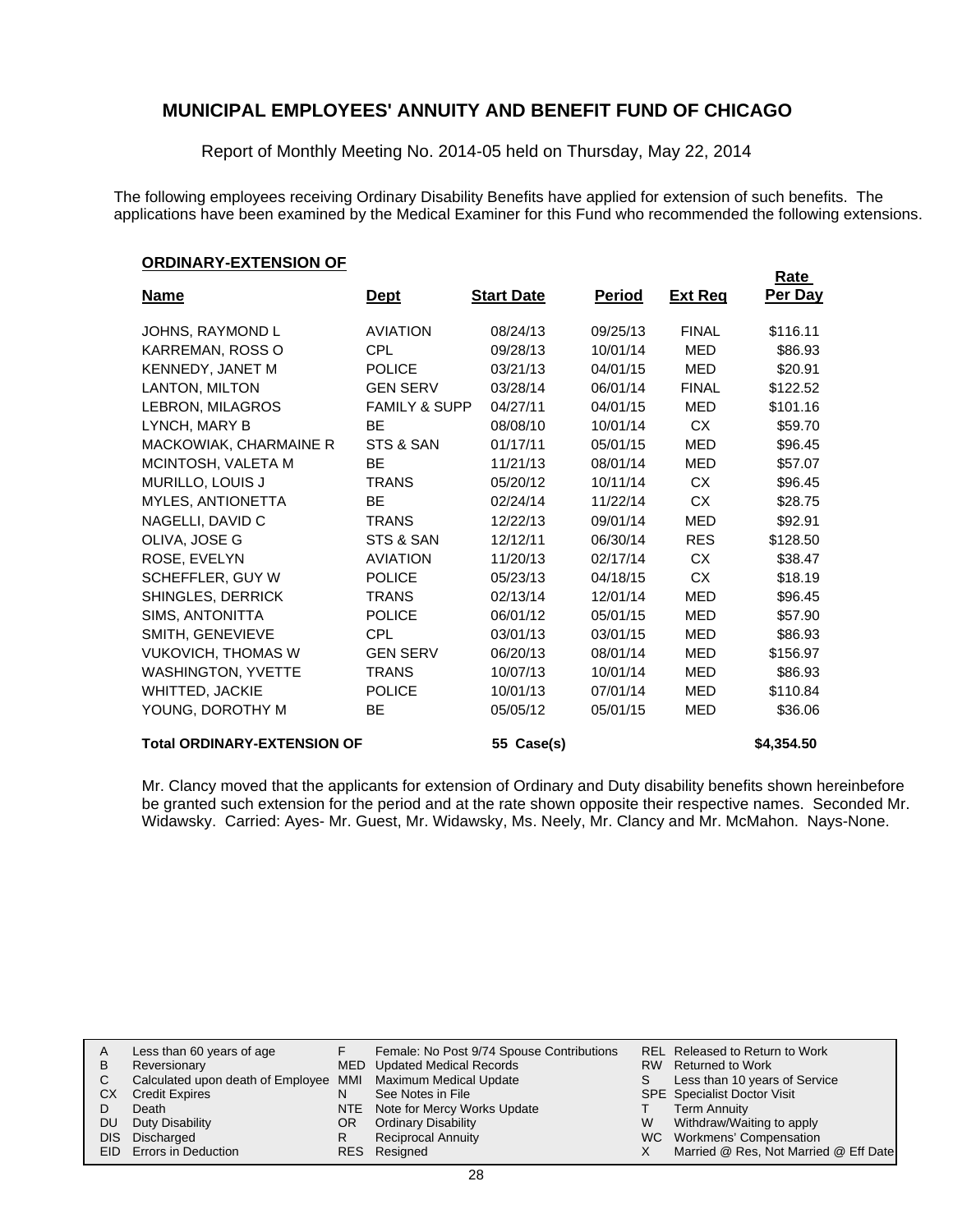# MUNICIPAL EMPLOYEES' ANNUITY AND BENEFIT FUND OF CHICAGO

Report of Monthly Meeting No. 2014-05 held on Thursday, May 22, 2014

The following employees receiving Ordinary Disability Benefits have applied for extension of such benefits. The applications have been examined by the Medical Examiner for this Fund who recommended the following extensions.

**ORDINARY-EXTENSION OF**

| Name | Dept | Start Date | Period | Ext Req | Rate Per Day |
|---|---|---|---|---|---|
| JOHNS, RAYMOND L | AVIATION | 08/24/13 | 09/25/13 | FINAL | $116.11 |
| KARREMAN, ROSS O | CPL | 09/28/13 | 10/01/14 | MED | $86.93 |
| KENNEDY, JANET M | POLICE | 03/21/13 | 04/01/15 | MED | $20.91 |
| LANTON, MILTON | GEN SERV | 03/28/14 | 06/01/14 | FINAL | $122.52 |
| LEBRON, MILAGROS | FAMILY & SUPP | 04/27/11 | 04/01/15 | MED | $101.16 |
| LYNCH, MARY B | BE | 08/08/10 | 10/01/14 | CX | $59.70 |
| MACKOWIAK, CHARMAINE R | STS & SAN | 01/17/11 | 05/01/15 | MED | $96.45 |
| MCINTOSH, VALETA M | BE | 11/21/13 | 08/01/14 | MED | $57.07 |
| MURILLO, LOUIS J | TRANS | 05/20/12 | 10/11/14 | CX | $96.45 |
| MYLES, ANTIONETTA | BE | 02/24/14 | 11/22/14 | CX | $28.75 |
| NAGELLI, DAVID C | TRANS | 12/22/13 | 09/01/14 | MED | $92.91 |
| OLIVA, JOSE G | STS & SAN | 12/12/11 | 06/30/14 | RES | $128.50 |
| ROSE, EVELYN | AVIATION | 11/20/13 | 02/17/14 | CX | $38.47 |
| SCHEFFLER, GUY W | POLICE | 05/23/13 | 04/18/15 | CX | $18.19 |
| SHINGLES, DERRICK | TRANS | 02/13/14 | 12/01/14 | MED | $96.45 |
| SIMS, ANTONITTA | POLICE | 06/01/12 | 05/01/15 | MED | $57.90 |
| SMITH, GENEVIEVE | CPL | 03/01/13 | 03/01/15 | MED | $86.93 |
| VUKOVICH, THOMAS W | GEN SERV | 06/20/13 | 08/01/14 | MED | $156.97 |
| WASHINGTON, YVETTE | TRANS | 10/07/13 | 10/01/14 | MED | $86.93 |
| WHITTED, JACKIE | POLICE | 10/01/13 | 07/01/14 | MED | $110.84 |
| YOUNG, DOROTHY M | BE | 05/05/12 | 05/01/15 | MED | $36.06 |
| **Total ORDINARY-EXTENSION OF** | | **55 Case(s)** | | | **$4,354.50** |

Mr. Clancy moved that the applicants for extension of Ordinary and Duty disability benefits shown hereinbefore be granted such extension for the period and at the rate shown opposite their respective names. Seconded Mr. Widawsky. Carried: Ayes- Mr. Guest, Mr. Widawsky, Ms. Neely, Mr. Clancy and Mr. McMahon. Nays-None.

| | | | | | |
|---|---|---|---|---|---|
| A | Less than 60 years of age | F | Female: No Post 9/74 Spouse Contributions | REL | Released to Return to Work |
| B | Reversionary | MED | Updated Medical Records | RW | Returned to Work |
| C | Calculated upon death of Employee | MMI | Maximum Medical Update | S | Less than 10 years of Service |
| CX | Credit Expires | N | See Notes in File | SPE | Specialist Doctor Visit |
| D | Death | NTE | Note for Mercy Works Update | T | Term Annuity |
| DU | Duty Disability | OR | Ordinary Disability | W | Withdraw/Waiting to apply |
| DIS | Discharged | R | Reciprocal Annuity | WC | Workmens' Compensation |
| EID | Errors in Deduction | RES | Resigned | X | Married @ Res, Not Married @ Eff Date |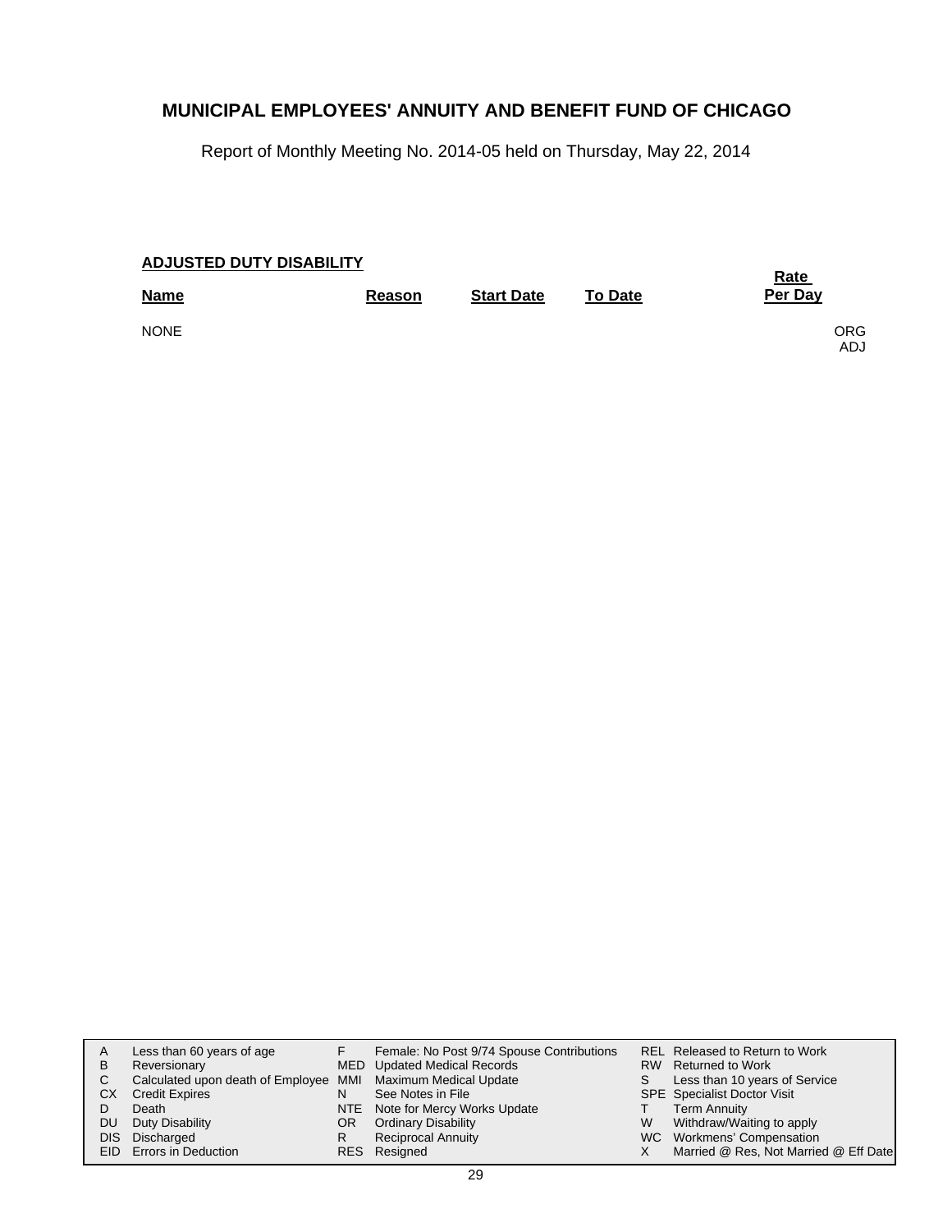# MUNICIPAL EMPLOYEES' ANNUITY AND BENEFIT FUND OF CHICAGO

Report of Monthly Meeting No. 2014-05 held on Thursday, May 22, 2014

**ADJUSTED DUTY DISABILITY**

| Name | Reason | Start Date | To Date | Rate Per Day | |
|---|---|---|---|---|---|
| NONE | | | | | ORG ADJ |

| | | | | | |
|---|---|---|---|---|---|
| A | Less than 60 years of age | F | Female: No Post 9/74 Spouse Contributions | REL | Released to Return to Work |
| B | Reversionary | MED | Updated Medical Records | RW | Returned to Work |
| C | Calculated upon death of Employee | MMI | Maximum Medical Update | S | Less than 10 years of Service |
| CX | Credit Expires | N | See Notes in File | SPE | Specialist Doctor Visit |
| D | Death | NTE | Note for Mercy Works Update | T | Term Annuity |
| DU | Duty Disability | OR | Ordinary Disability | W | Withdraw/Waiting to apply |
| DIS | Discharged | R | Reciprocal Annuity | WC | Workmens' Compensation |
| EID | Errors in Deduction | RES | Resigned | X | Married @ Res, Not Married @ Eff Date |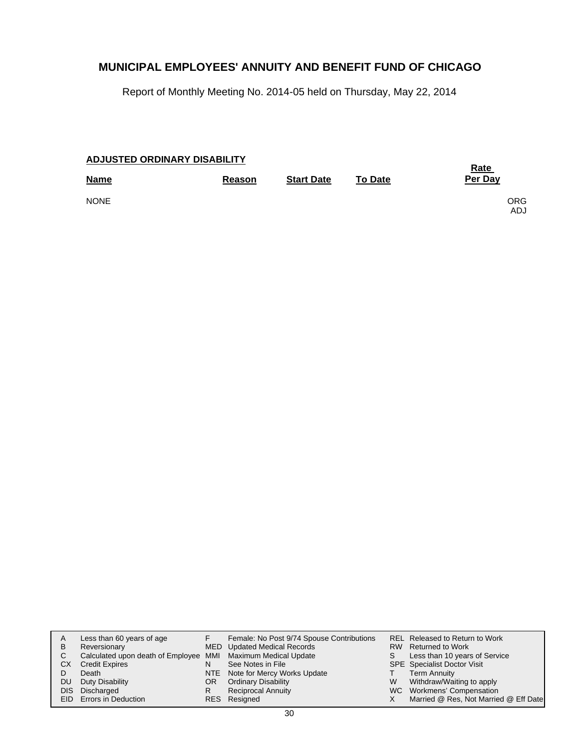# MUNICIPAL EMPLOYEES' ANNUITY AND BENEFIT FUND OF CHICAGO

Report of Monthly Meeting No. 2014-05 held on Thursday, May 22, 2014

**ADJUSTED ORDINARY DISABILITY**

| Name | Reason | Start Date | To Date | Rate Per Day | |
|---|---|---|---|---|---|
| NONE | | | | | ORG ADJ |

| | | | | | |
|---|---|---|---|---|---|
| A | Less than 60 years of age | F | Female: No Post 9/74 Spouse Contributions | REL | Released to Return to Work |
| B | Reversionary | MED | Updated Medical Records | RW | Returned to Work |
| C | Calculated upon death of Employee | MMI | Maximum Medical Update | S | Less than 10 years of Service |
| CX | Credit Expires | N | See Notes in File | SPE | Specialist Doctor Visit |
| D | Death | NTE | Note for Mercy Works Update | T | Term Annuity |
| DU | Duty Disability | OR | Ordinary Disability | W | Withdraw/Waiting to apply |
| DIS | Discharged | R | Reciprocal Annuity | WC | Workmens' Compensation |
| EID | Errors in Deduction | RES | Resigned | X | Married @ Res, Not Married @ Eff Date |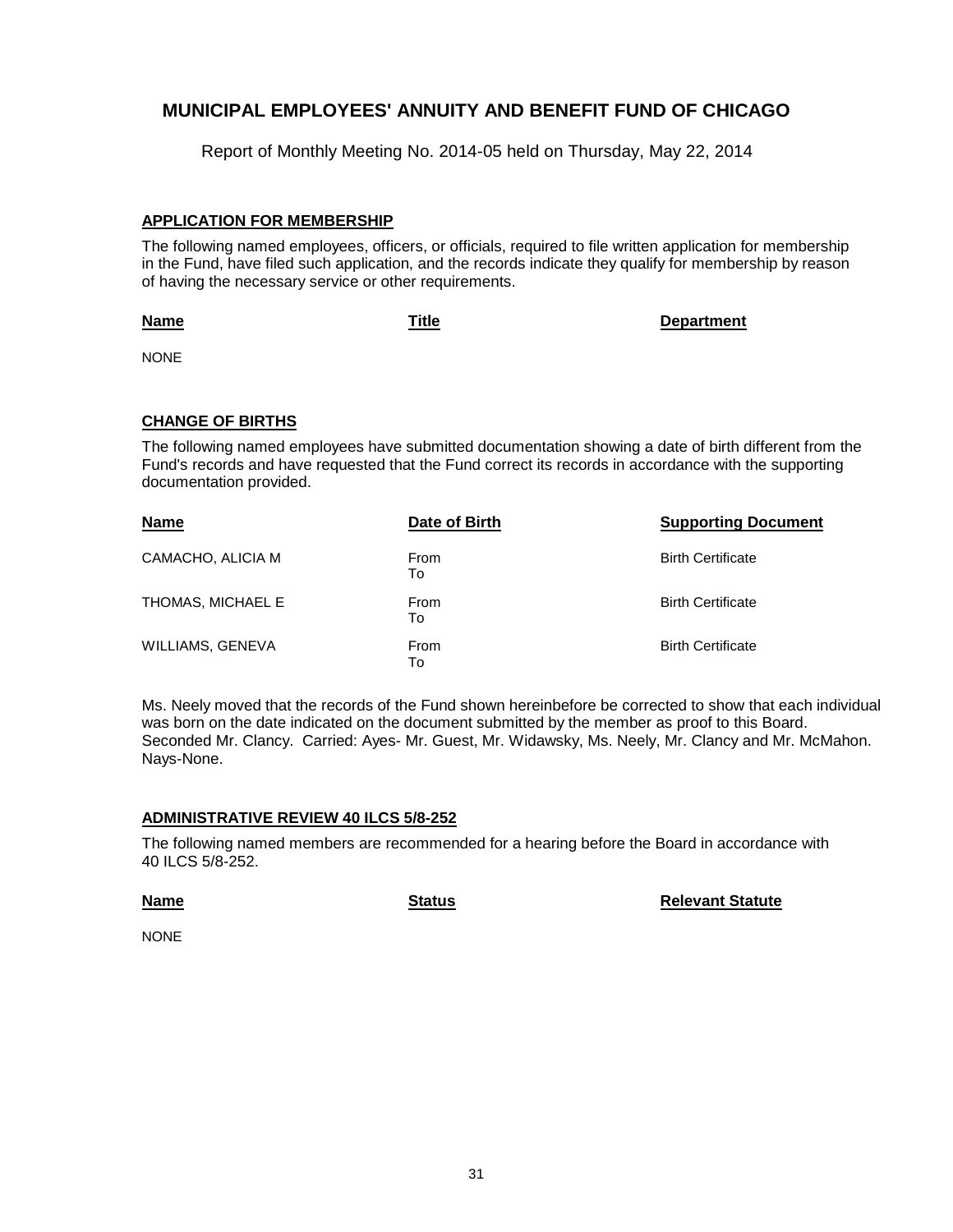# MUNICIPAL EMPLOYEES' ANNUITY AND BENEFIT FUND OF CHICAGO

Report of Monthly Meeting No. 2014-05 held on Thursday, May 22, 2014

## APPLICATION FOR MEMBERSHIP

The following named employees, officers, or officials, required to file written application for membership in the Fund, have filed such application, and the records indicate they qualify for membership by reason of having the necessary service or other requirements.

| Name | Title | Department |
|---|---|---|
| NONE | | |

## CHANGE OF BIRTHS

The following named employees have submitted documentation showing a date of birth different from the Fund's records and have requested that the Fund correct its records in accordance with the supporting documentation provided.

| Name | Date of Birth | Supporting Document |
|---|---|---|
| CAMACHO, ALICIA M | From<br>To | Birth Certificate |
| THOMAS, MICHAEL E | From<br>To | Birth Certificate |
| WILLIAMS, GENEVA | From<br>To | Birth Certificate |

Ms. Neely moved that the records of the Fund shown hereinbefore be corrected to show that each individual was born on the date indicated on the document submitted by the member as proof to this Board. Seconded Mr. Clancy. Carried: Ayes- Mr. Guest, Mr. Widawsky, Ms. Neely, Mr. Clancy and Mr. McMahon. Nays-None.

## ADMINISTRATIVE REVIEW 40 ILCS 5/8-252

The following named members are recommended for a hearing before the Board in accordance with 40 ILCS 5/8-252.

| Name | Status | Relevant Statute |
|---|---|---|
| NONE | | |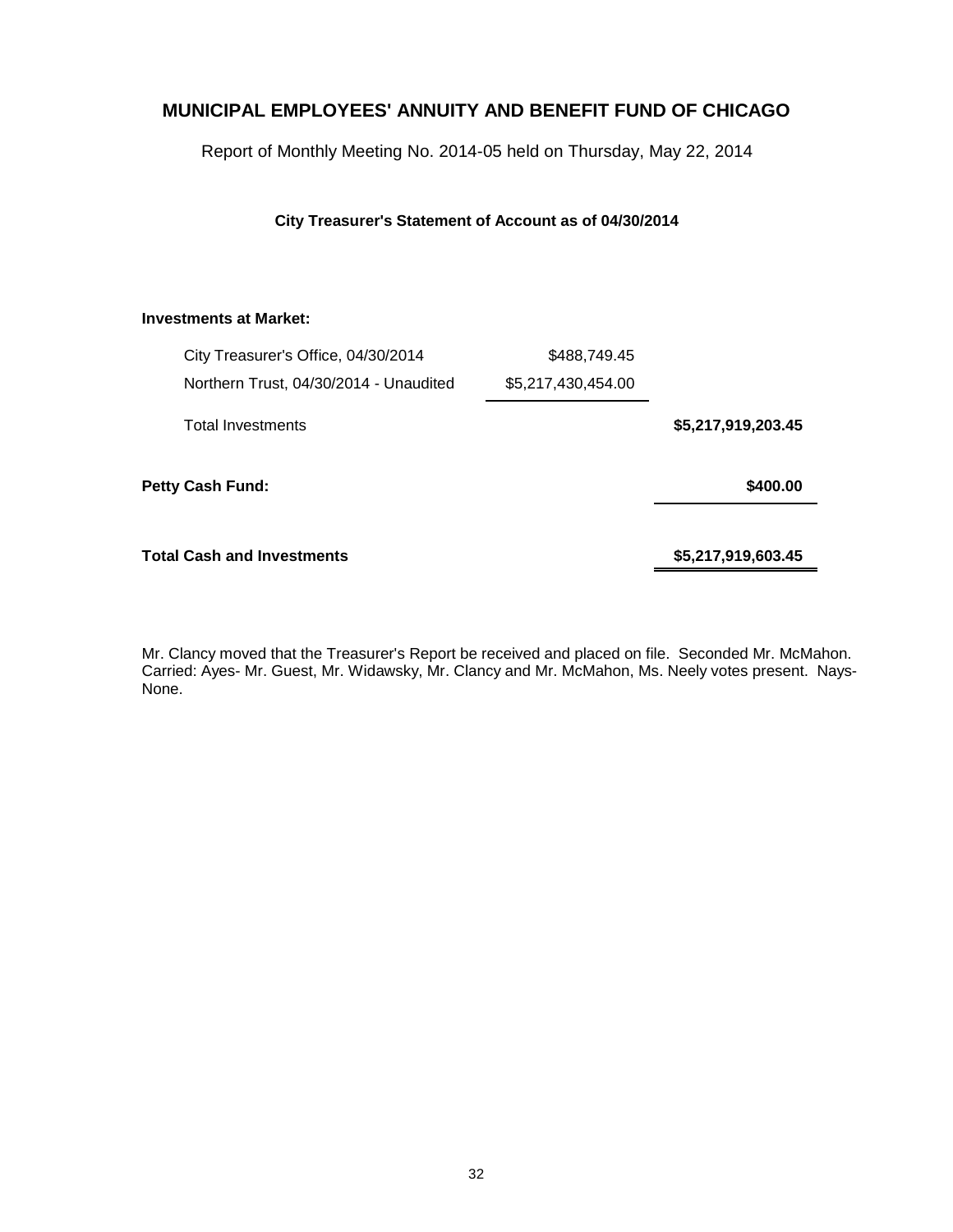# MUNICIPAL EMPLOYEES' ANNUITY AND BENEFIT FUND OF CHICAGO

Report of Monthly Meeting No. 2014-05 held on Thursday, May 22, 2014

**City Treasurer's Statement of Account as of 04/30/2014**

| | | |
|---|---|---|
| **Investments at Market:** | | |
| City Treasurer's Office, 04/30/2014 | $488,749.45 | |
| Northern Trust, 04/30/2014 - Unaudited | $5,217,430,454.00 | |
| Total Investments | | **$5,217,919,203.45** |
| **Petty Cash Fund:** | | **$400.00** |
| **Total Cash and Investments** | | **$5,217,919,603.45** |

Mr. Clancy moved that the Treasurer's Report be received and placed on file. Seconded Mr. McMahon. Carried: Ayes- Mr. Guest, Mr. Widawsky, Mr. Clancy and Mr. McMahon, Ms. Neely votes present. Nays- None.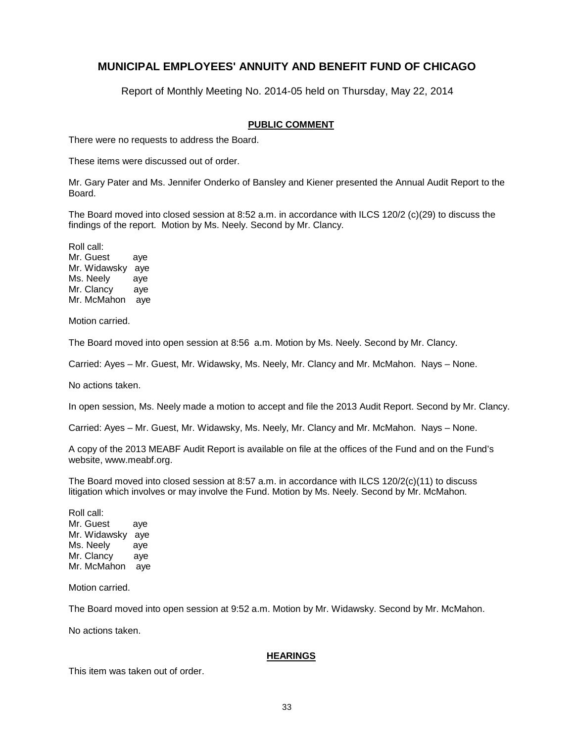# MUNICIPAL EMPLOYEES' ANNUITY AND BENEFIT FUND OF CHICAGO

Report of Monthly Meeting No. 2014-05 held on Thursday, May 22, 2014

## PUBLIC COMMENT

There were no requests to address the Board.

These items were discussed out of order.

Mr. Gary Pater and Ms. Jennifer Onderko of Bansley and Kiener presented the Annual Audit Report to the Board.

The Board moved into closed session at 8:52 a.m. in accordance with ILCS 120/2 (c)(29) to discuss the findings of the report. Motion by Ms. Neely. Second by Mr. Clancy.

Roll call:
Mr. Guest aye
Mr. Widawsky aye
Ms. Neely aye
Mr. Clancy aye
Mr. McMahon aye

Motion carried.

The Board moved into open session at 8:56 a.m. Motion by Ms. Neely. Second by Mr. Clancy.

Carried: Ayes – Mr. Guest, Mr. Widawsky, Ms. Neely, Mr. Clancy and Mr. McMahon. Nays – None.

No actions taken.

In open session, Ms. Neely made a motion to accept and file the 2013 Audit Report. Second by Mr. Clancy.

Carried: Ayes – Mr. Guest, Mr. Widawsky, Ms. Neely, Mr. Clancy and Mr. McMahon. Nays – None.

A copy of the 2013 MEABF Audit Report is available on file at the offices of the Fund and on the Fund's website, www.meabf.org.

The Board moved into closed session at 8:57 a.m. in accordance with ILCS 120/2(c)(11) to discuss litigation which involves or may involve the Fund. Motion by Ms. Neely. Second by Mr. McMahon.

Roll call:
Mr. Guest aye
Mr. Widawsky aye
Ms. Neely aye
Mr. Clancy aye
Mr. McMahon aye

Motion carried.

The Board moved into open session at 9:52 a.m. Motion by Mr. Widawsky. Second by Mr. McMahon.

No actions taken.

## HEARINGS

This item was taken out of order.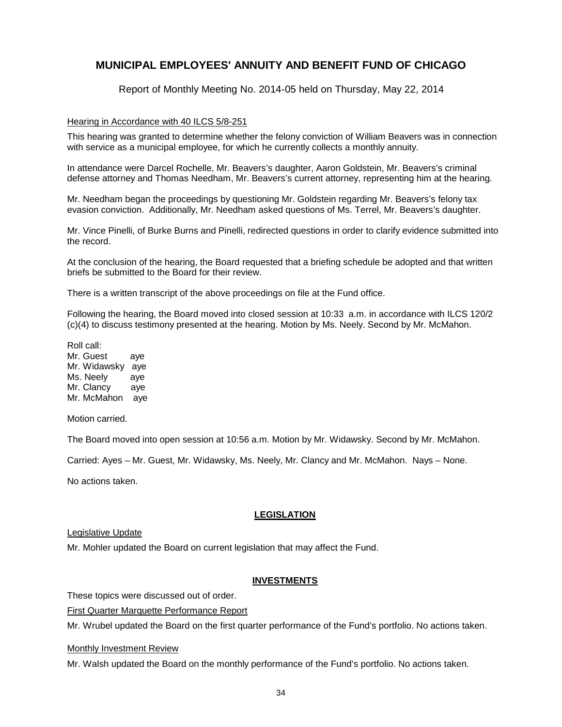## MUNICIPAL EMPLOYEES' ANNUITY AND BENEFIT FUND OF CHICAGO

Report of Monthly Meeting No. 2014-05 held on Thursday, May 22, 2014

Hearing in Accordance with 40 ILCS 5/8-251

This hearing was granted to determine whether the felony conviction of William Beavers was in connection with service as a municipal employee, for which he currently collects a monthly annuity.

In attendance were Darcel Rochelle, Mr. Beavers's daughter, Aaron Goldstein, Mr. Beavers's criminal defense attorney and Thomas Needham, Mr. Beavers's current attorney, representing him at the hearing.

Mr. Needham began the proceedings by questioning Mr. Goldstein regarding Mr. Beavers's felony tax evasion conviction. Additionally, Mr. Needham asked questions of Ms. Terrel, Mr. Beavers's daughter.

Mr. Vince Pinelli, of Burke Burns and Pinelli, redirected questions in order to clarify evidence submitted into the record.

At the conclusion of the hearing, the Board requested that a briefing schedule be adopted and that written briefs be submitted to the Board for their review.

There is a written transcript of the above proceedings on file at the Fund office.

Following the hearing, the Board moved into closed session at 10:33 a.m. in accordance with ILCS 120/2 (c)(4) to discuss testimony presented at the hearing. Motion by Ms. Neely. Second by Mr. McMahon.

Roll call:
Mr. Guest aye
Mr. Widawsky aye
Ms. Neely aye
Mr. Clancy aye
Mr. McMahon aye

Motion carried.

The Board moved into open session at 10:56 a.m. Motion by Mr. Widawsky. Second by Mr. McMahon.

Carried: Ayes – Mr. Guest, Mr. Widawsky, Ms. Neely, Mr. Clancy and Mr. McMahon. Nays – None.

No actions taken.

### LEGISLATION

Legislative Update

Mr. Mohler updated the Board on current legislation that may affect the Fund.

### INVESTMENTS

These topics were discussed out of order.

First Quarter Marquette Performance Report

Mr. Wrubel updated the Board on the first quarter performance of the Fund's portfolio. No actions taken.

Monthly Investment Review

Mr. Walsh updated the Board on the monthly performance of the Fund's portfolio. No actions taken.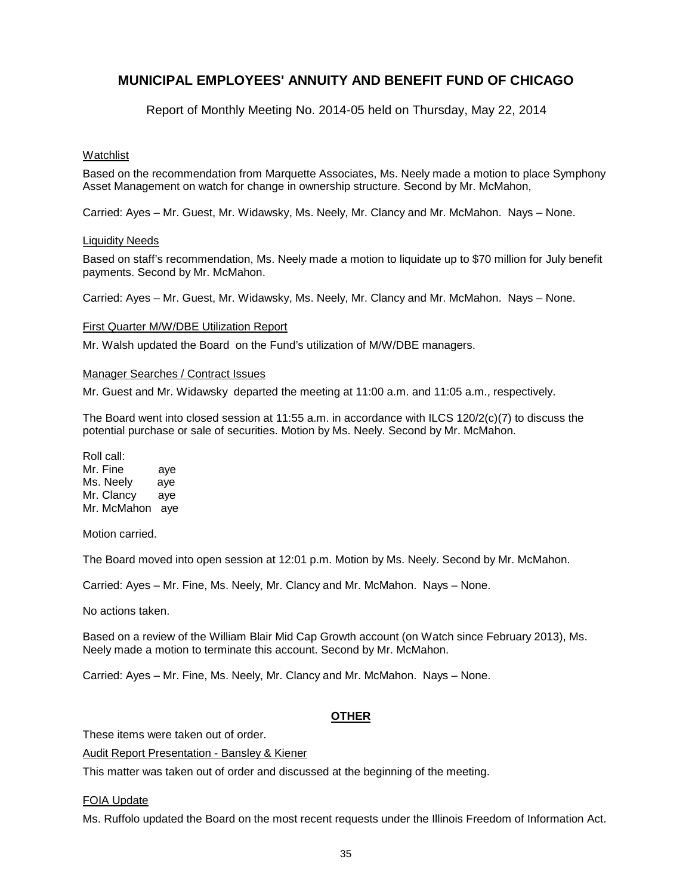# MUNICIPAL EMPLOYEES' ANNUITY AND BENEFIT FUND OF CHICAGO

Report of Monthly Meeting No. 2014-05 held on Thursday, May 22, 2014

Watchlist

Based on the recommendation from Marquette Associates, Ms. Neely made a motion to place Symphony Asset Management on watch for change in ownership structure. Second by Mr. McMahon,

Carried: Ayes – Mr. Guest, Mr. Widawsky, Ms. Neely, Mr. Clancy and Mr. McMahon. Nays – None.

Liquidity Needs

Based on staff's recommendation, Ms. Neely made a motion to liquidate up to $70 million for July benefit payments. Second by Mr. McMahon.

Carried: Ayes – Mr. Guest, Mr. Widawsky, Ms. Neely, Mr. Clancy and Mr. McMahon. Nays – None.

First Quarter M/W/DBE Utilization Report

Mr. Walsh updated the Board on the Fund's utilization of M/W/DBE managers.

Manager Searches / Contract Issues

Mr. Guest and Mr. Widawsky departed the meeting at 11:00 a.m. and 11:05 a.m., respectively.

The Board went into closed session at 11:55 a.m. in accordance with ILCS 120/2(c)(7) to discuss the potential purchase or sale of securities. Motion by Ms. Neely. Second by Mr. McMahon.

Roll call:
Mr. Fine aye
Ms. Neely aye
Mr. Clancy aye
Mr. McMahon aye

Motion carried.

The Board moved into open session at 12:01 p.m. Motion by Ms. Neely. Second by Mr. McMahon.

Carried: Ayes – Mr. Fine, Ms. Neely, Mr. Clancy and Mr. McMahon. Nays – None.

No actions taken.

Based on a review of the William Blair Mid Cap Growth account (on Watch since February 2013), Ms. Neely made a motion to terminate this account. Second by Mr. McMahon.

Carried: Ayes – Mr. Fine, Ms. Neely, Mr. Clancy and Mr. McMahon. Nays – None.

## OTHER

These items were taken out of order.

Audit Report Presentation - Bansley & Kiener

This matter was taken out of order and discussed at the beginning of the meeting.

FOIA Update

Ms. Ruffolo updated the Board on the most recent requests under the Illinois Freedom of Information Act.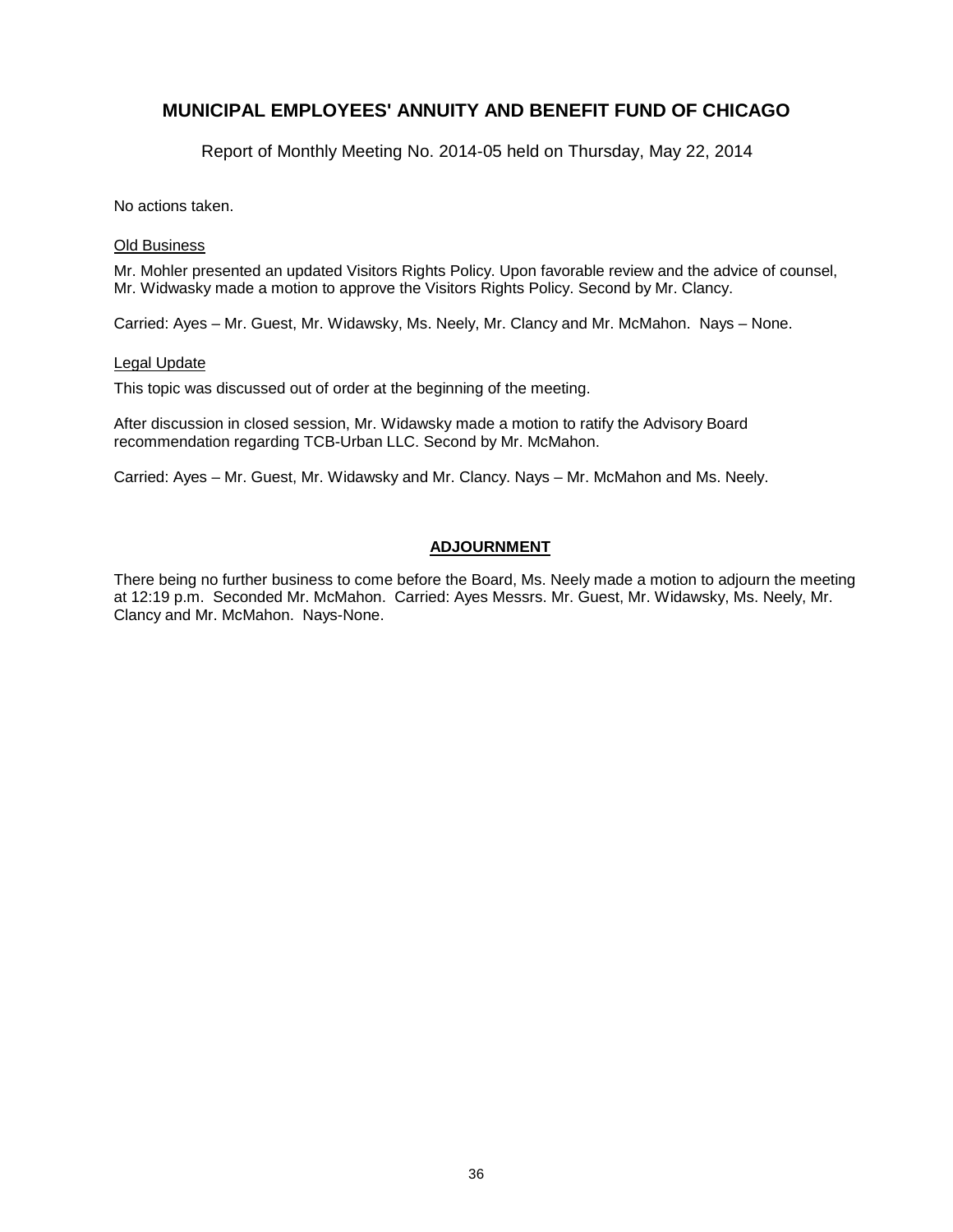No actions taken.

Old Business

Mr. Mohler presented an updated Visitors Rights Policy. Upon favorable review and the advice of counsel, Mr. Widwasky made a motion to approve the Visitors Rights Policy. Second by Mr. Clancy.

Carried: Ayes – Mr. Guest, Mr. Widawsky, Ms. Neely, Mr. Clancy and Mr. McMahon. Nays – None.

Legal Update

This topic was discussed out of order at the beginning of the meeting.

After discussion in closed session, Mr. Widawsky made a motion to ratify the Advisory Board recommendation regarding TCB-Urban LLC. Second by Mr. McMahon.

Carried: Ayes – Mr. Guest, Mr. Widawsky and Mr. Clancy. Nays – Mr. McMahon and Ms. Neely.

## ADJOURNMENT

There being no further business to come before the Board, Ms. Neely made a motion to adjourn the meeting at 12:19 p.m. Seconded Mr. McMahon. Carried: Ayes Messrs. Mr. Guest, Mr. Widawsky, Ms. Neely, Mr. Clancy and Mr. McMahon. Nays-None.